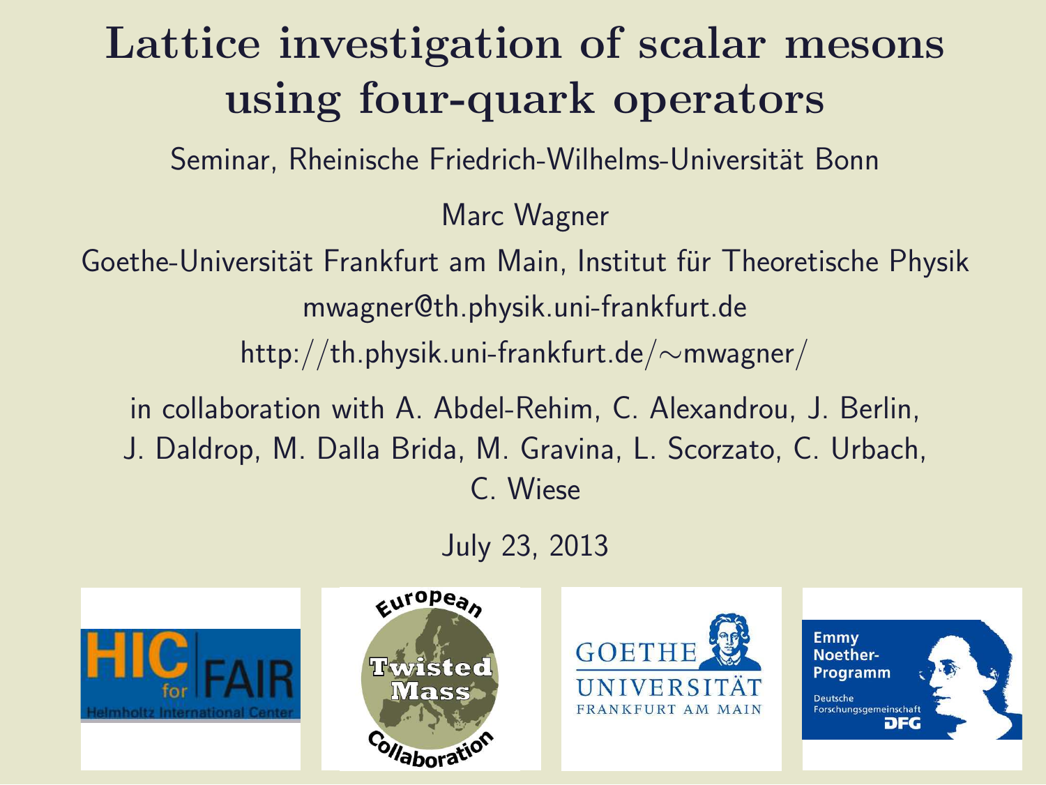# Lattice investigation of scalar mesons using four-quark operators

Seminar, Rheinische Friedrich-Wilhelms-Universität Bonn

Marc Wagner

Goethe-Universität Frankfurt am Main, Institut für Theoretische Physik

mwagner@th.physik.uni-frankfurt.de

http://th.physik.uni-frankfurt.de/∼mwagner/

in collaboration with A. Abdel-Rehim, C. Alexandrou, J. Berlin, J. Daldrop, M. Dalla Brida, M. Gravina, L. Scorzato, C. Urbach, C. Wiese

July 23, 2013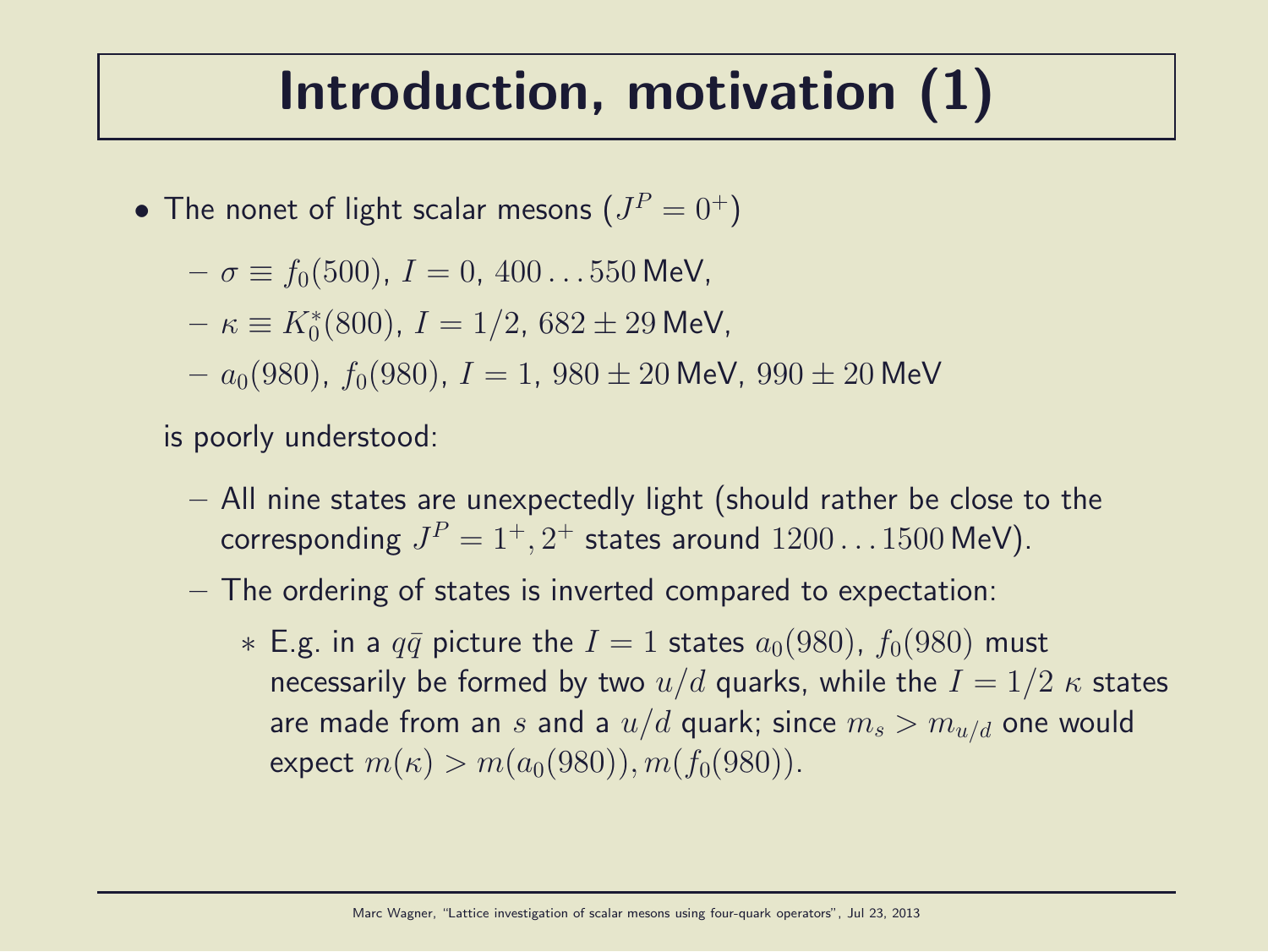# Introduction, motivation (1)

- The nonet of light scalar mesons ($J^P = 0^+$)
  - $\sigma \equiv f_0(500)$, $I = 0$, $400 \ldots 550\,$MeV,
  - $\kappa \equiv K_0^*(800)$, $I = 1/2$, $682 \pm 29\,$MeV,
  - $a_0(980)$, $f_0(980)$, $I = 1$, $980 \pm 20\,$MeV, $990 \pm 20\,$MeV

  is poorly understood:
  - All nine states are unexpectedly light (should rather be close to the corresponding $J^P = 1^+, 2^+$ states around $1200 \ldots 1500\,$MeV).
  - The ordering of states is inverted compared to expectation:
    * E.g. in a $q\bar{q}$ picture the $I = 1$ states $a_0(980)$, $f_0(980)$ must necessarily be formed by two $u/d$ quarks, while the $I = 1/2$ $\kappa$ states are made from an $s$ and a $u/d$ quark; since $m_s > m_{u/d}$ one would expect $m(\kappa) > m(a_0(980)), m(f_0(980))$.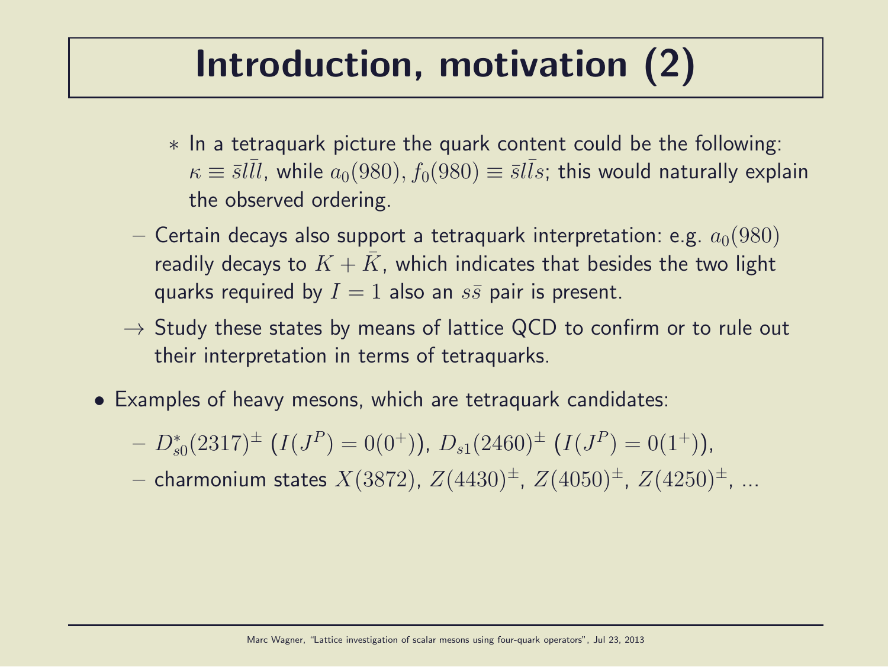# Introduction, motivation (2)

    * In a tetraquark picture the quark content could be the following: $\kappa \equiv \bar{s}l\bar{l}l$, while $a_0(980), f_0(980) \equiv \bar{s}l\bar{l}s$; this would naturally explain the observed ordering.

  - Certain decays also support a tetraquark interpretation: e.g. $a_0(980)$ readily decays to $K + \bar{K}$, which indicates that besides the two light quarks required by $I = 1$ also an $s\bar{s}$ pair is present.

  → Study these states by means of lattice QCD to confirm or to rule out their interpretation in terms of tetraquarks.

- Examples of heavy mesons, which are tetraquark candidates:
  - $D_{s0}^*(2317)^\pm$ ($I(J^P) = 0(0^+)$), $D_{s1}(2460)^\pm$ ($I(J^P) = 0(1^+)$),
  - charmonium states $X(3872)$, $Z(4430)^\pm$, $Z(4050)^\pm$, $Z(4250)^\pm$, ...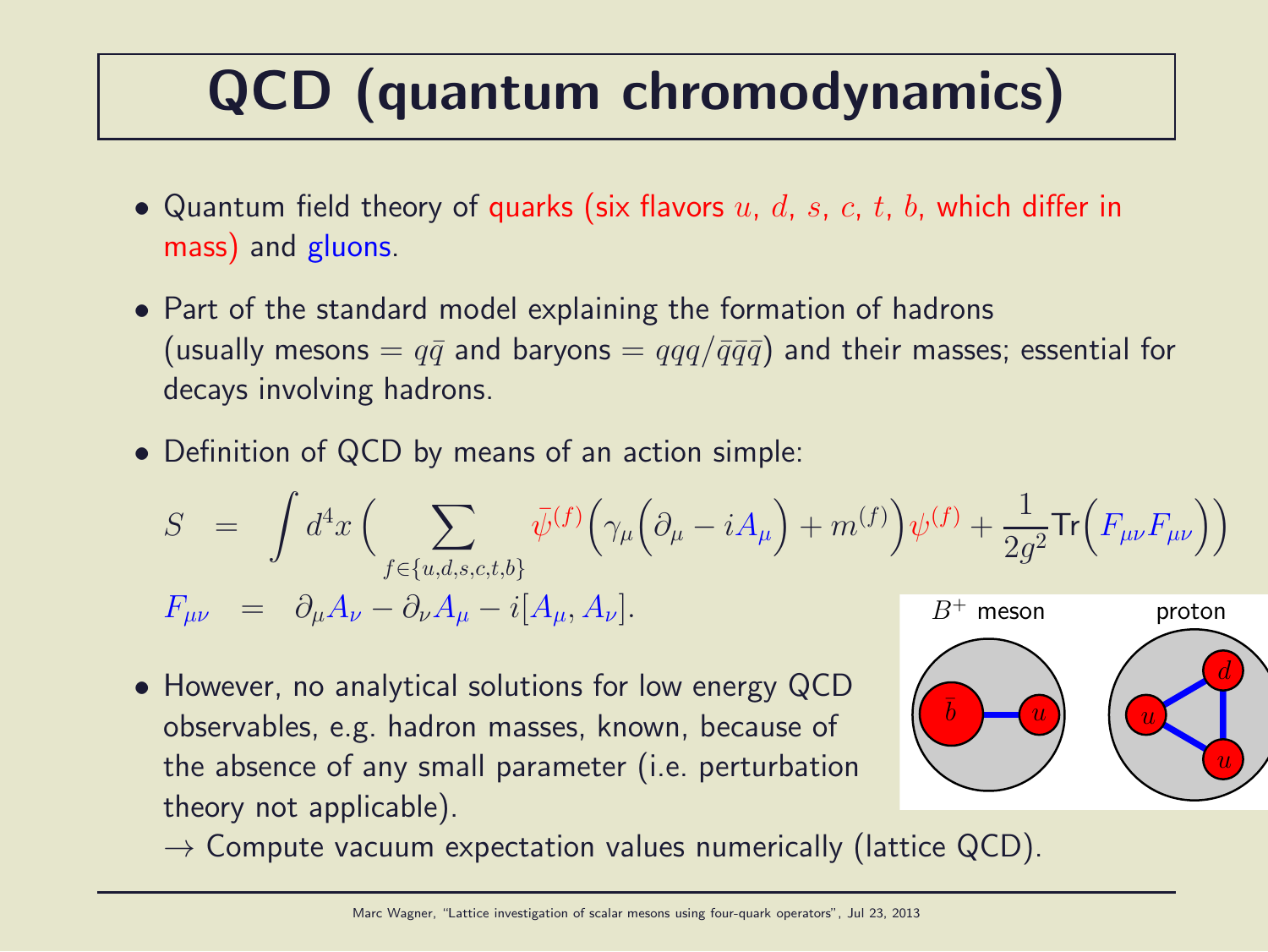# QCD (quantum chromodynamics)

- Quantum field theory of quarks (six flavors $u$, $d$, $s$, $c$, $t$, $b$, which differ in mass) and gluons.
- Part of the standard model explaining the formation of hadrons (usually mesons = $q\bar{q}$ and baryons = $qqq/\bar{q}\bar{q}\bar{q}$) and their masses; essential for decays involving hadrons.
- Definition of QCD by means of an action simple:

$$S = \int d^4x \bigg( \sum_{f \in \{u,d,s,c,t,b\}} \bar{\psi}^{(f)} \Big( \gamma_\mu \Big( \partial_\mu - i A_\mu \Big) + m^{(f)} \Big) \psi^{(f)} + \frac{1}{2g^2} \mathrm{Tr} \Big( F_{\mu\nu} F_{\mu\nu} \Big) \bigg)$$

$$F_{\mu\nu} = \partial_\mu A_\nu - \partial_\nu A_\mu - i [A_\mu, A_\nu].$$

- However, no analytical solutions for low energy QCD observables, e.g. hadron masses, known, because of the absence of any small parameter (i.e. perturbation theory not applicable).
  $\rightarrow$ Compute vacuum expectation values numerically (lattice QCD).

$B^+$ meson — proton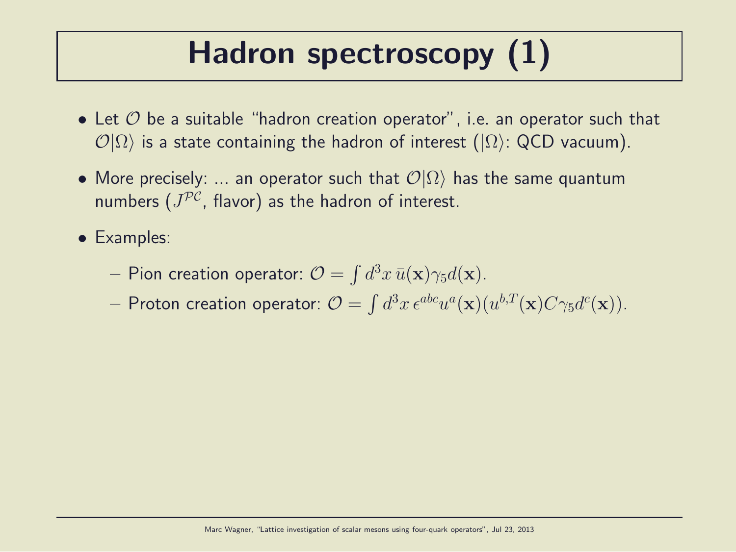# Hadron spectroscopy (1)

- Let $\mathcal{O}$ be a suitable "hadron creation operator", i.e. an operator such that $\mathcal{O}|\Omega\rangle$ is a state containing the hadron of interest ($|\Omega\rangle$: QCD vacuum).
- More precisely: ... an operator such that $\mathcal{O}|\Omega\rangle$ has the same quantum numbers ($J^{\mathcal{PC}}$, flavor) as the hadron of interest.
- Examples:
  - Pion creation operator: $\mathcal{O} = \int d^3x \, \bar{u}(\mathbf{x})\gamma_5 d(\mathbf{x})$.
  - Proton creation operator: $\mathcal{O} = \int d^3x \, \epsilon^{abc} u^a(\mathbf{x})(u^{b,T}(\mathbf{x}) C\gamma_5 d^c(\mathbf{x}))$.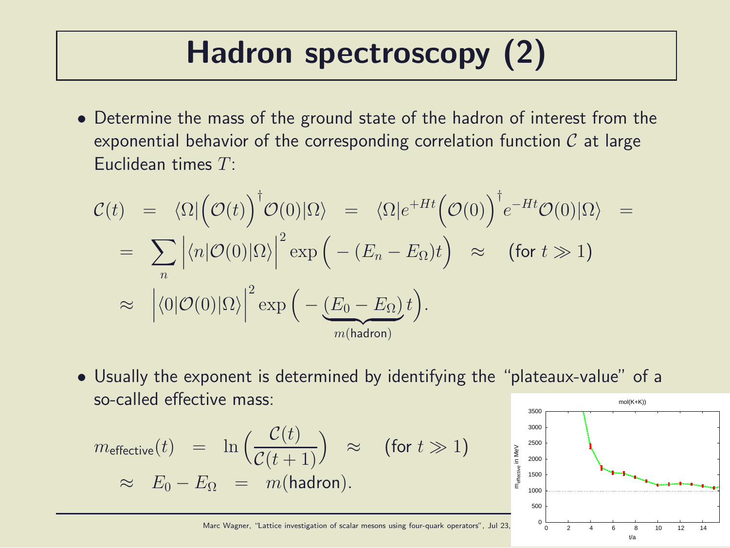# Hadron spectroscopy (2)

- Determine the mass of the ground state of the hadron of interest from the exponential behavior of the corresponding correlation function $\mathcal{C}$ at large Euclidean times $T$:

$$
\begin{aligned}
\mathcal{C}(t) \;&=\; \langle\Omega|\Big(\mathcal{O}(t)\Big)^\dagger \mathcal{O}(0)|\Omega\rangle \;=\; \langle\Omega|e^{+Ht}\Big(\mathcal{O}(0)\Big)^\dagger e^{-Ht}\mathcal{O}(0)|\Omega\rangle \;= \\
&=\; \sum_n \Big|\langle n|\mathcal{O}(0)|\Omega\rangle\Big|^2 \exp\Big(-(E_n - E_\Omega)t\Big) \;\approx\; (\text{for } t \gg 1) \\
&\approx\; \Big|\langle 0|\mathcal{O}(0)|\Omega\rangle\Big|^2 \exp\Big(-\underbrace{(E_0 - E_\Omega)}_{m(\text{hadron})}t\Big).
\end{aligned}
$$

- Usually the exponent is determined by identifying the "plateaux-value" of a so-called effective mass:

$$
\begin{aligned}
m_{\text{effective}}(t) \;&=\; \ln\Big(\frac{\mathcal{C}(t)}{\mathcal{C}(t+1)}\Big) \;\approx\; (\text{for } t \gg 1) \\
&\approx\; E_0 - E_\Omega \;=\; m(\text{hadron}).
\end{aligned}
$$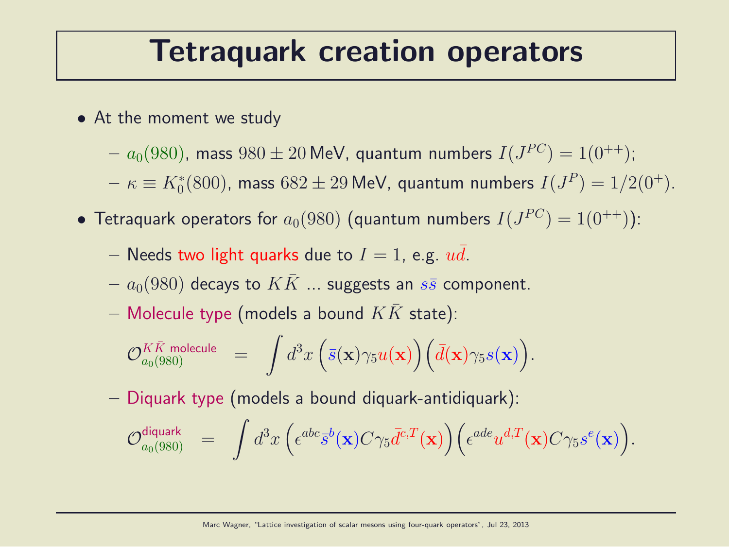# Tetraquark creation operators

- At the moment we study
  - $a_0(980)$, mass $980 \pm 20\,\text{MeV}$, quantum numbers $I(J^{PC}) = 1(0^{++})$;
  - $\kappa \equiv K_0^*(800)$, mass $682 \pm 29\,\text{MeV}$, quantum numbers $I(J^P) = 1/2(0^+)$.
- Tetraquark operators for $a_0(980)$ (quantum numbers $I(J^{PC}) = 1(0^{++})$):
  - Needs two light quarks due to $I = 1$, e.g. $u\bar{d}$.
  - $a_0(980)$ decays to $K\bar{K}$ ... suggests an $s\bar{s}$ component.
  - Molecule type (models a bound $K\bar{K}$ state):

$$\mathcal{O}_{a_0(980)}^{K\bar{K}\text{ molecule}} = \int d^3x \Big(\bar{s}(\mathbf{x})\gamma_5 u(\mathbf{x})\Big)\Big(\bar{d}(\mathbf{x})\gamma_5 s(\mathbf{x})\Big).$$

  - Diquark type (models a bound diquark-antidiquark):

$$\mathcal{O}_{a_0(980)}^{\text{diquark}} = \int d^3x \Big(\epsilon^{abc}\bar{s}^b(\mathbf{x}) C\gamma_5 \bar{d}^{c,T}(\mathbf{x})\Big)\Big(\epsilon^{ade} u^{d,T}(\mathbf{x}) C\gamma_5 s^e(\mathbf{x})\Big).$$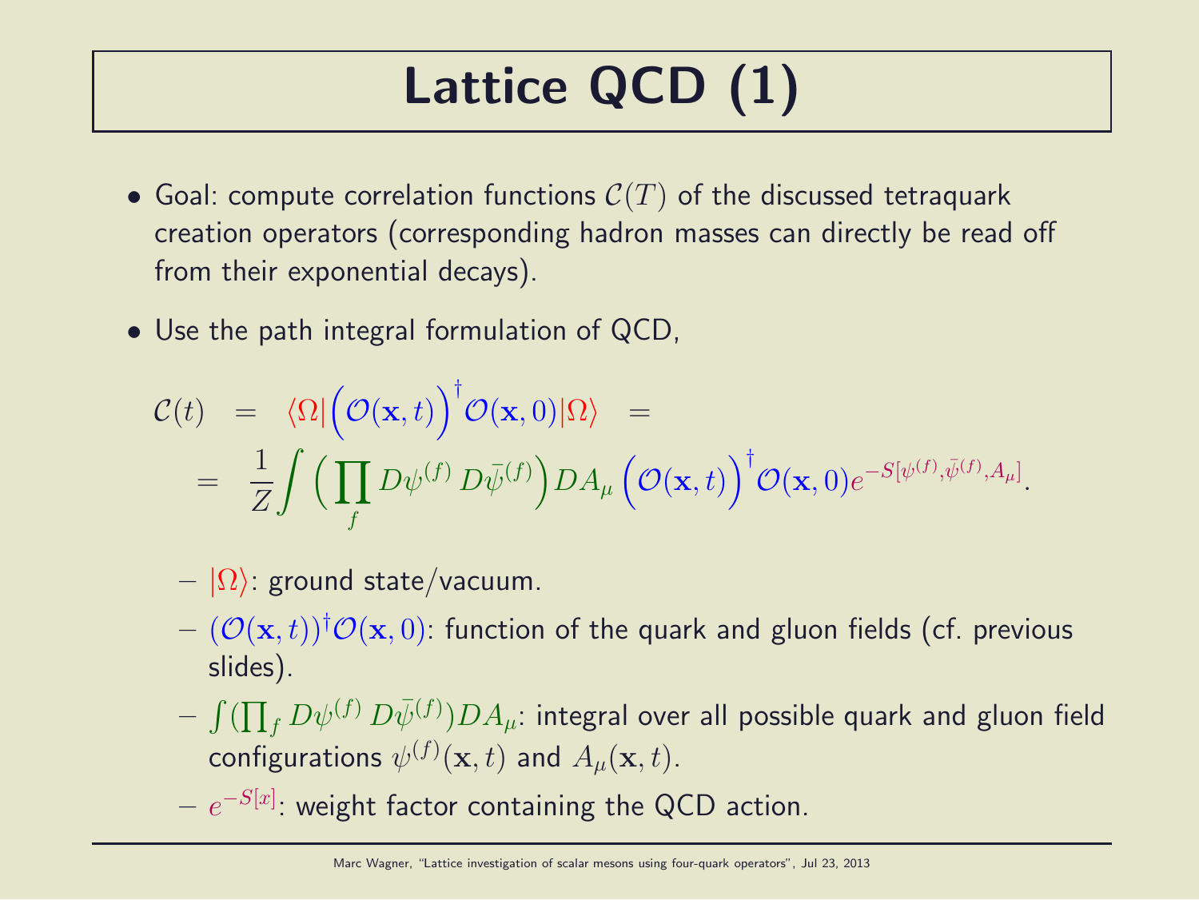# Lattice QCD (1)

- Goal: compute correlation functions $\mathcal{C}(T)$ of the discussed tetraquark creation operators (corresponding hadron masses can directly be read off from their exponential decays).

- Use the path integral formulation of QCD,

$$\mathcal{C}(t) = \langle\Omega|\Big(\mathcal{O}(\mathbf{x},t)\Big)^\dagger\mathcal{O}(\mathbf{x},0)|\Omega\rangle =$$

$$= \frac{1}{Z}\int\Big(\prod_f D\psi^{(f)}\,D\bar{\psi}^{(f)}\Big)DA_\mu\,\Big(\mathcal{O}(\mathbf{x},t)\Big)^\dagger\mathcal{O}(\mathbf{x},0)e^{-S[\psi^{(f)},\bar{\psi}^{(f)},A_\mu]}.$$

  - $|\Omega\rangle$: ground state/vacuum.
  - $(\mathcal{O}(\mathbf{x},t))^\dagger\mathcal{O}(\mathbf{x},0)$: function of the quark and gluon fields (cf. previous slides).
  - $\int(\prod_f D\psi^{(f)}\,D\bar{\psi}^{(f)})DA_\mu$: integral over all possible quark and gluon field configurations $\psi^{(f)}(\mathbf{x},t)$ and $A_\mu(\mathbf{x},t)$.
  - $e^{-S[x]}$: weight factor containing the QCD action.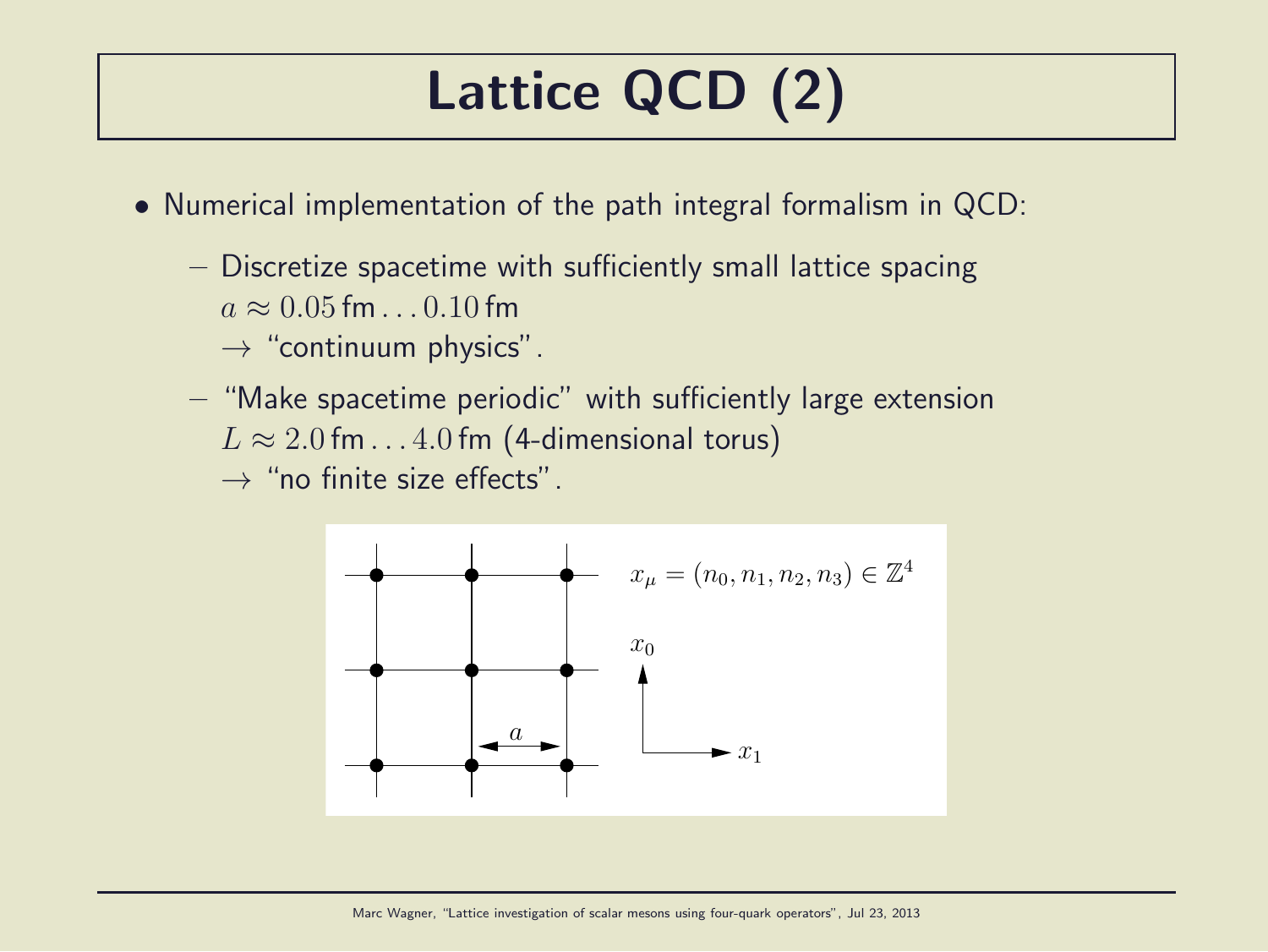# Lattice QCD (2)

- Numerical implementation of the path integral formalism in QCD:
  - Discretize spacetime with sufficiently small lattice spacing $a \approx 0.05\,\text{fm} \ldots 0.10\,\text{fm}$
    $\rightarrow$ "continuum physics".
  - "Make spacetime periodic" with sufficiently large extension $L \approx 2.0\,\text{fm} \ldots 4.0\,\text{fm}$ (4-dimensional torus)
    $\rightarrow$ "no finite size effects".

$x_\mu = (n_0, n_1, n_2, n_3) \in \mathbb{Z}^4$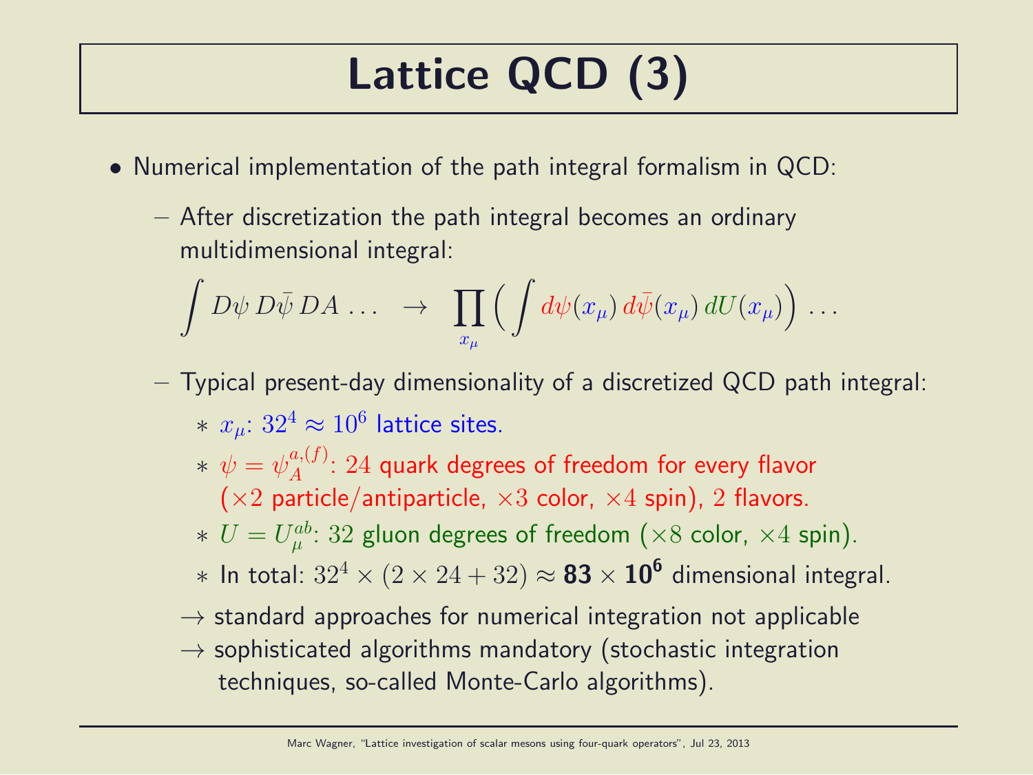# Lattice QCD (3)

- Numerical implementation of the path integral formalism in QCD:
  - After discretization the path integral becomes an ordinary multidimensional integral:

$$\int D\psi \, D\bar{\psi} \, DA \, \ldots \quad \rightarrow \quad \prod_{x_\mu} \Big( \int d\psi(x_\mu) \, d\bar{\psi}(x_\mu) \, dU(x_\mu) \Big) \, \ldots$$

  - Typical present-day dimensionality of a discretized QCD path integral:
    * $x_\mu$: $32^4 \approx 10^6$ lattice sites.
    * $\psi = \psi_A^{a,(f)}$: $24$ quark degrees of freedom for every flavor ($\times 2$ particle/antiparticle, $\times 3$ color, $\times 4$ spin), $2$ flavors.
    * $U = U_\mu^{ab}$: $32$ gluon degrees of freedom ($\times 8$ color, $\times 4$ spin).
    * In total: $32^4 \times (2 \times 24 + 32) \approx \mathbf{83 \times 10^6}$ dimensional integral.

  $\rightarrow$ standard approaches for numerical integration not applicable

  $\rightarrow$ sophisticated algorithms mandatory (stochastic integration techniques, so-called Monte-Carlo algorithms).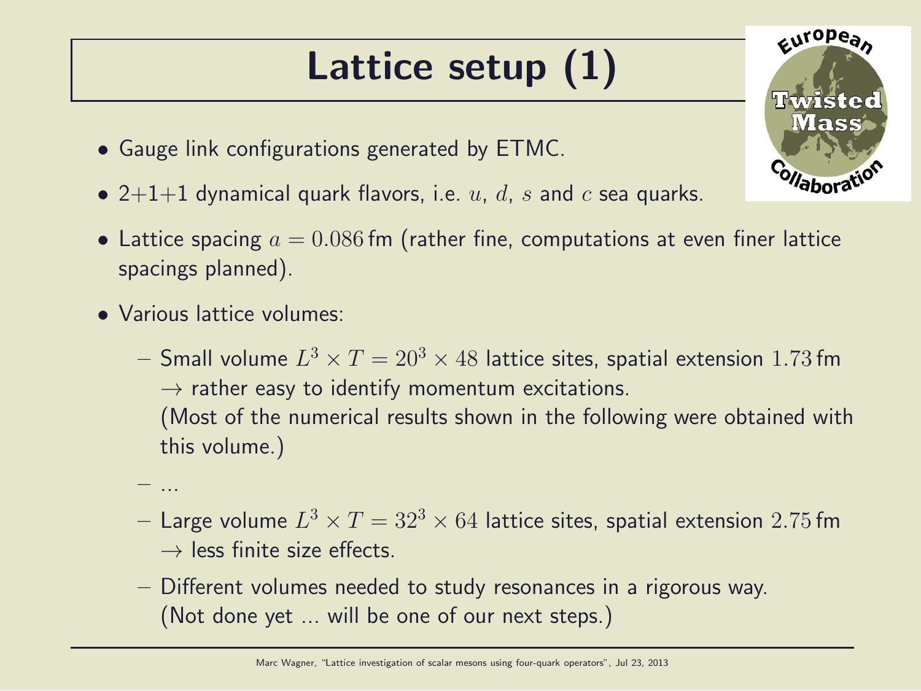# Lattice setup (1)

- Gauge link configurations generated by ETMC.
- 2+1+1 dynamical quark flavors, i.e. $u$, $d$, $s$ and $c$ sea quarks.
- Lattice spacing $a = 0.086\,\text{fm}$ (rather fine, computations at even finer lattice spacings planned).
- Various lattice volumes:
  - Small volume $L^3 \times T = 20^3 \times 48$ lattice sites, spatial extension $1.73\,\text{fm}$ $\rightarrow$ rather easy to identify momentum excitations.
    (Most of the numerical results shown in the following were obtained with this volume.)
  - ...
  - Large volume $L^3 \times T = 32^3 \times 64$ lattice sites, spatial extension $2.75\,\text{fm}$ $\rightarrow$ less finite size effects.
  - Different volumes needed to study resonances in a rigorous way.
    (Not done yet ... will be one of our next steps.)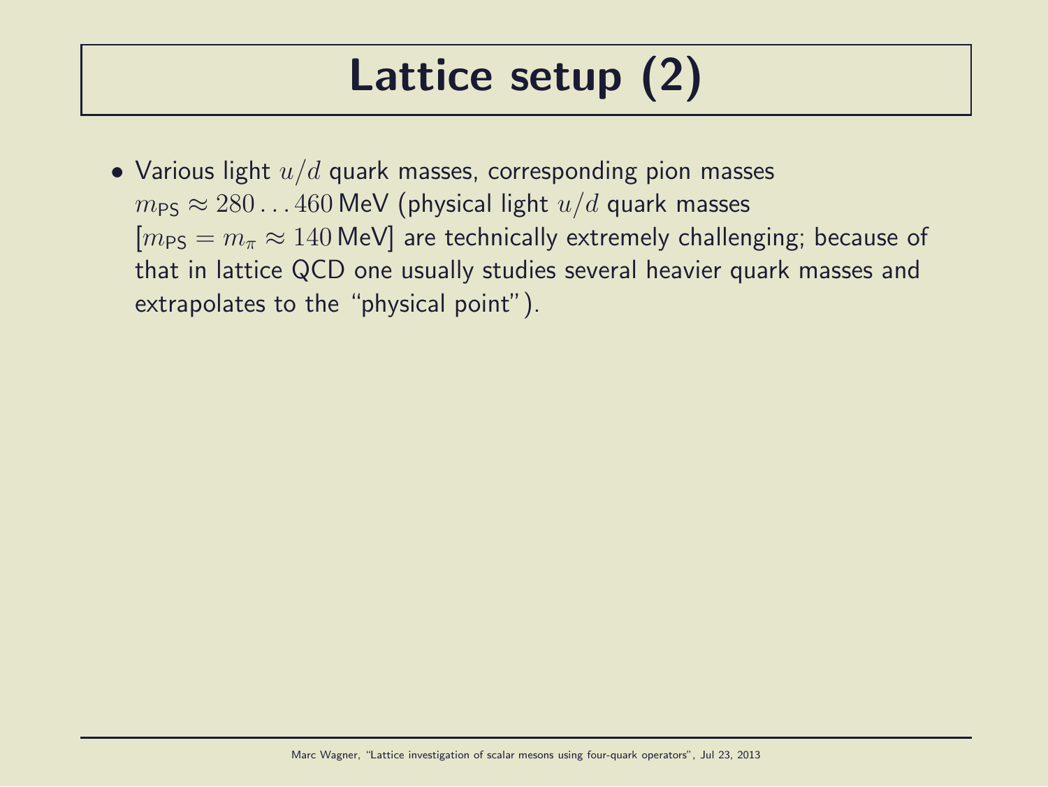# Lattice setup (2)

- Various light $u/d$ quark masses, corresponding pion masses $m_{\text{PS}} \approx 280 \ldots 460\,\text{MeV}$ (physical light $u/d$ quark masses [$m_{\text{PS}} = m_\pi \approx 140\,\text{MeV}$] are technically extremely challenging; because of that in lattice QCD one usually studies several heavier quark masses and extrapolates to the "physical point").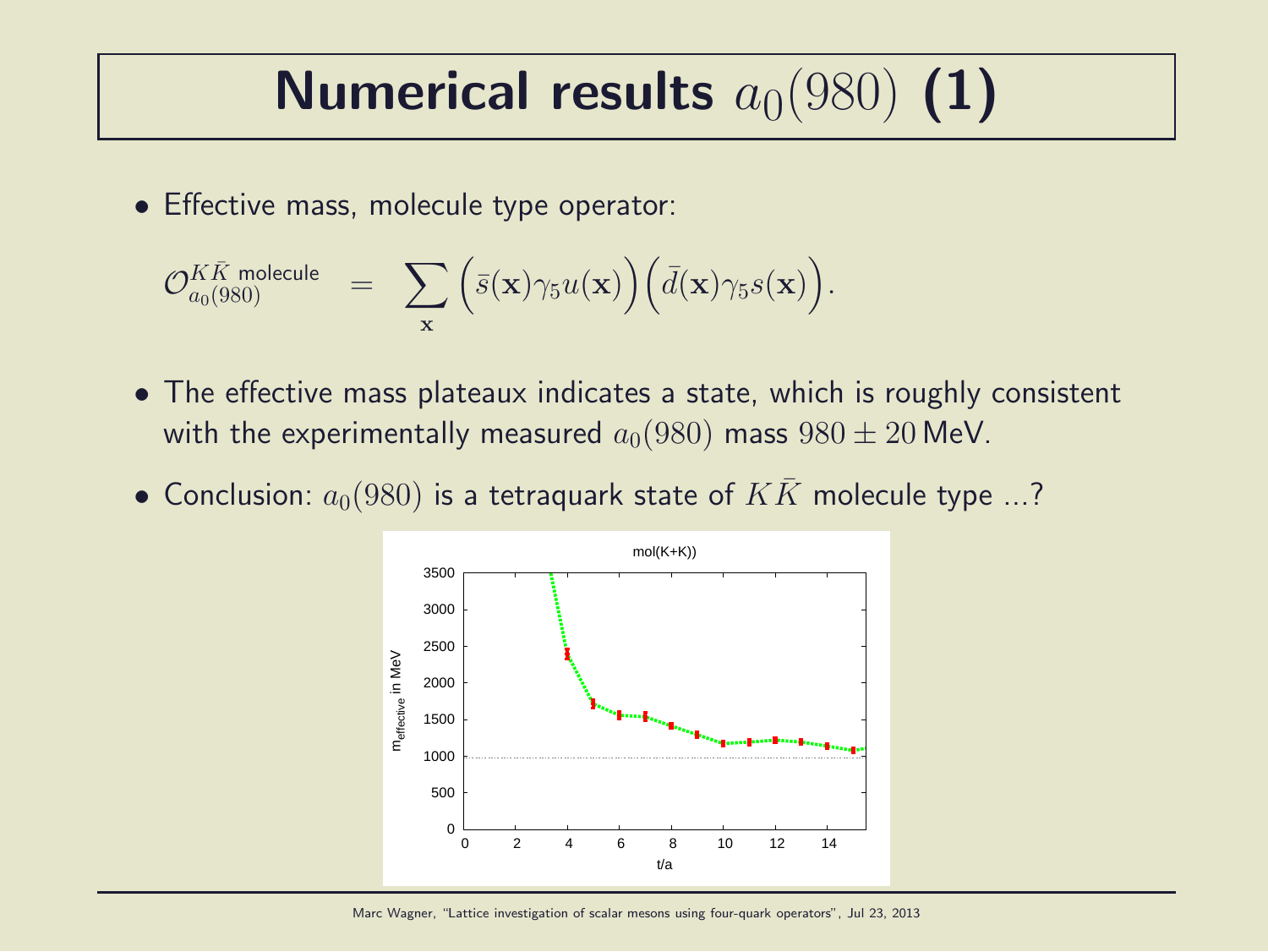# Numerical results $a_0(980)$ (1)

- Effective mass, molecule type operator:

$$\mathcal{O}_{a_0(980)}^{K\bar{K}\text{ molecule}} = \sum_{\mathbf{x}} \Big(\bar{s}(\mathbf{x})\gamma_5 u(\mathbf{x})\Big)\Big(\bar{d}(\mathbf{x})\gamma_5 s(\mathbf{x})\Big).$$

- The effective mass plateaux indicates a state, which is roughly consistent with the experimentally measured $a_0(980)$ mass $980 \pm 20\,\text{MeV}$.

- Conclusion: $a_0(980)$ is a tetraquark state of $K\bar{K}$ molecule type ...?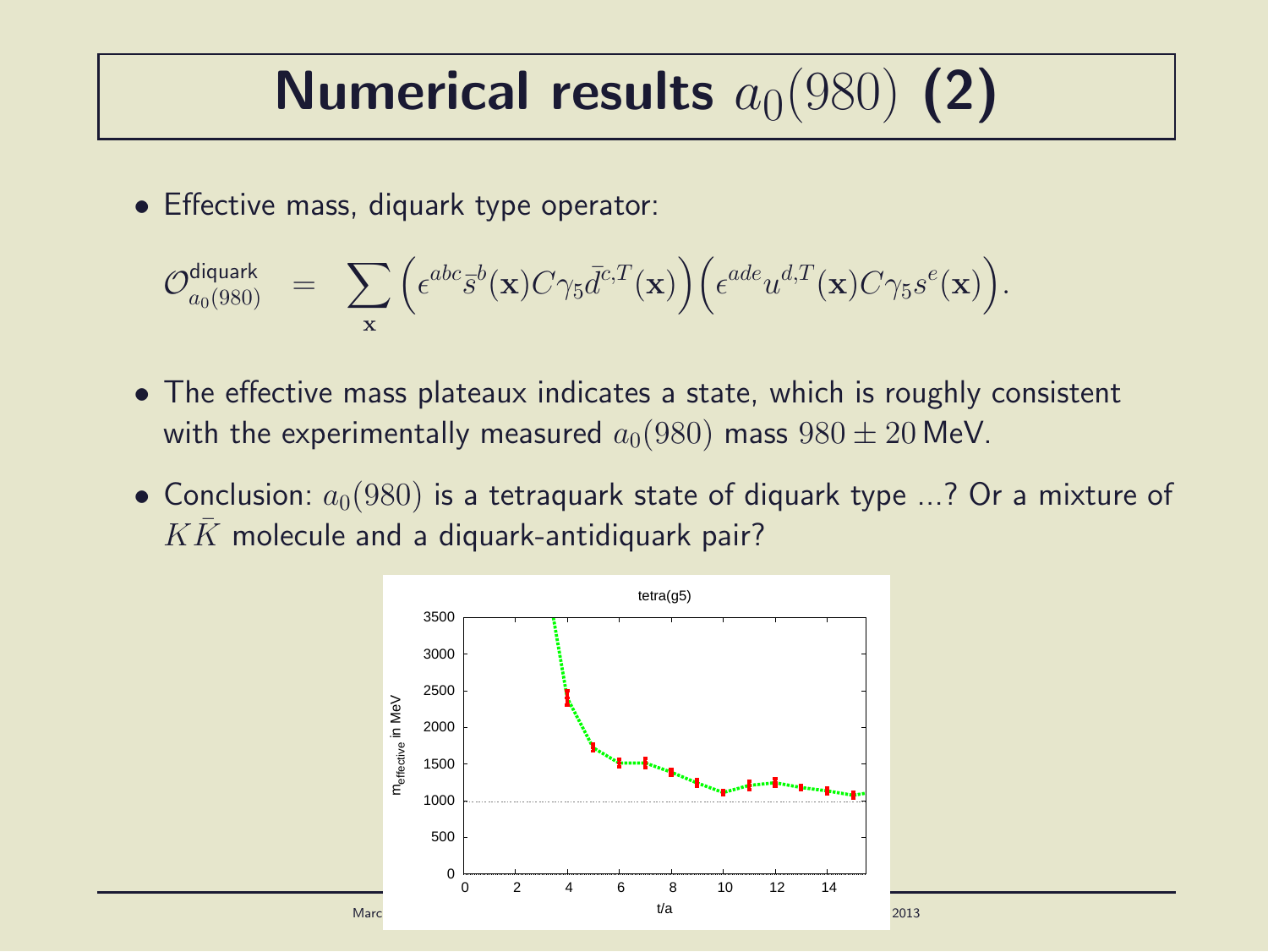# Numerical results $a_0(980)$ (2)

- Effective mass, diquark type operator:

$$\mathcal{O}^{\text{diquark}}_{a_0(980)} = \sum_{\mathbf{x}} \Big(\epsilon^{abc}\bar{s}^b(\mathbf{x})C\gamma_5\bar{d}^{c,T}(\mathbf{x})\Big)\Big(\epsilon^{ade}u^{d,T}(\mathbf{x})C\gamma_5 s^e(\mathbf{x})\Big).$$

- The effective mass plateaux indicates a state, which is roughly consistent with the experimentally measured $a_0(980)$ mass $980 \pm 20\,\text{MeV}$.

- Conclusion: $a_0(980)$ is a tetraquark state of diquark type ...? Or a mixture of $K\bar{K}$ molecule and a diquark-antidiquark pair?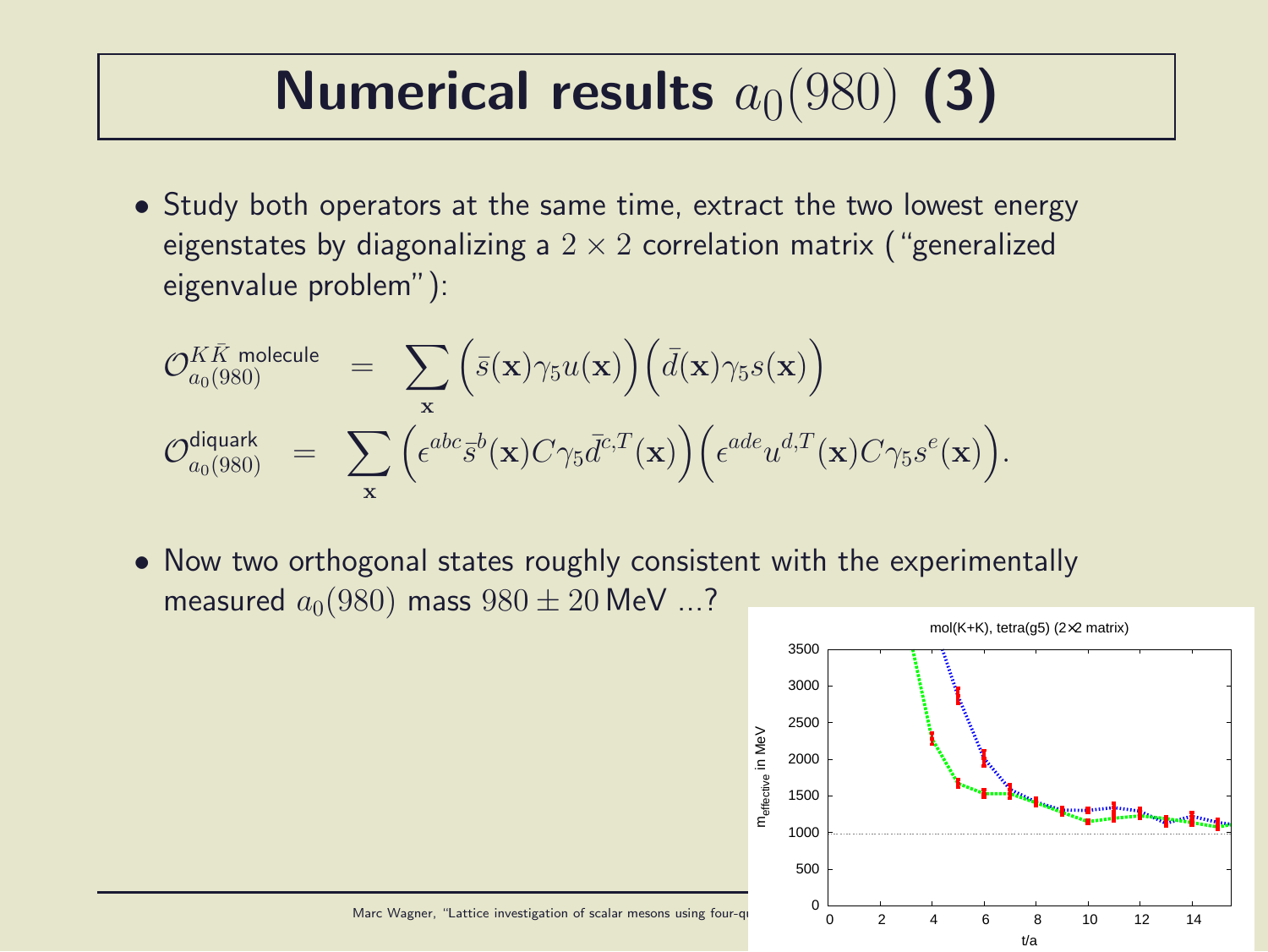# Numerical results $a_0(980)$ (3)

- Study both operators at the same time, extract the two lowest energy eigenstates by diagonalizing a $2 \times 2$ correlation matrix ("generalized eigenvalue problem"):

$$\mathcal{O}_{a_0(980)}^{K\bar{K} \text{ molecule}} = \sum_{\mathbf{x}} \Big(\bar{s}(\mathbf{x})\gamma_5 u(\mathbf{x})\Big)\Big(\bar{d}(\mathbf{x})\gamma_5 s(\mathbf{x})\Big)$$

$$\mathcal{O}_{a_0(980)}^{\text{diquark}} = \sum_{\mathbf{x}} \Big(\epsilon^{abc}\bar{s}^b(\mathbf{x})C\gamma_5\bar{d}^{c,T}(\mathbf{x})\Big)\Big(\epsilon^{ade}u^{d,T}(\mathbf{x})C\gamma_5 s^e(\mathbf{x})\Big).$$

- Now two orthogonal states roughly consistent with the experimentally measured $a_0(980)$ mass $980 \pm 20\,\text{MeV}$ ...?

mol(K+K), tetra(g5) (2×2 matrix)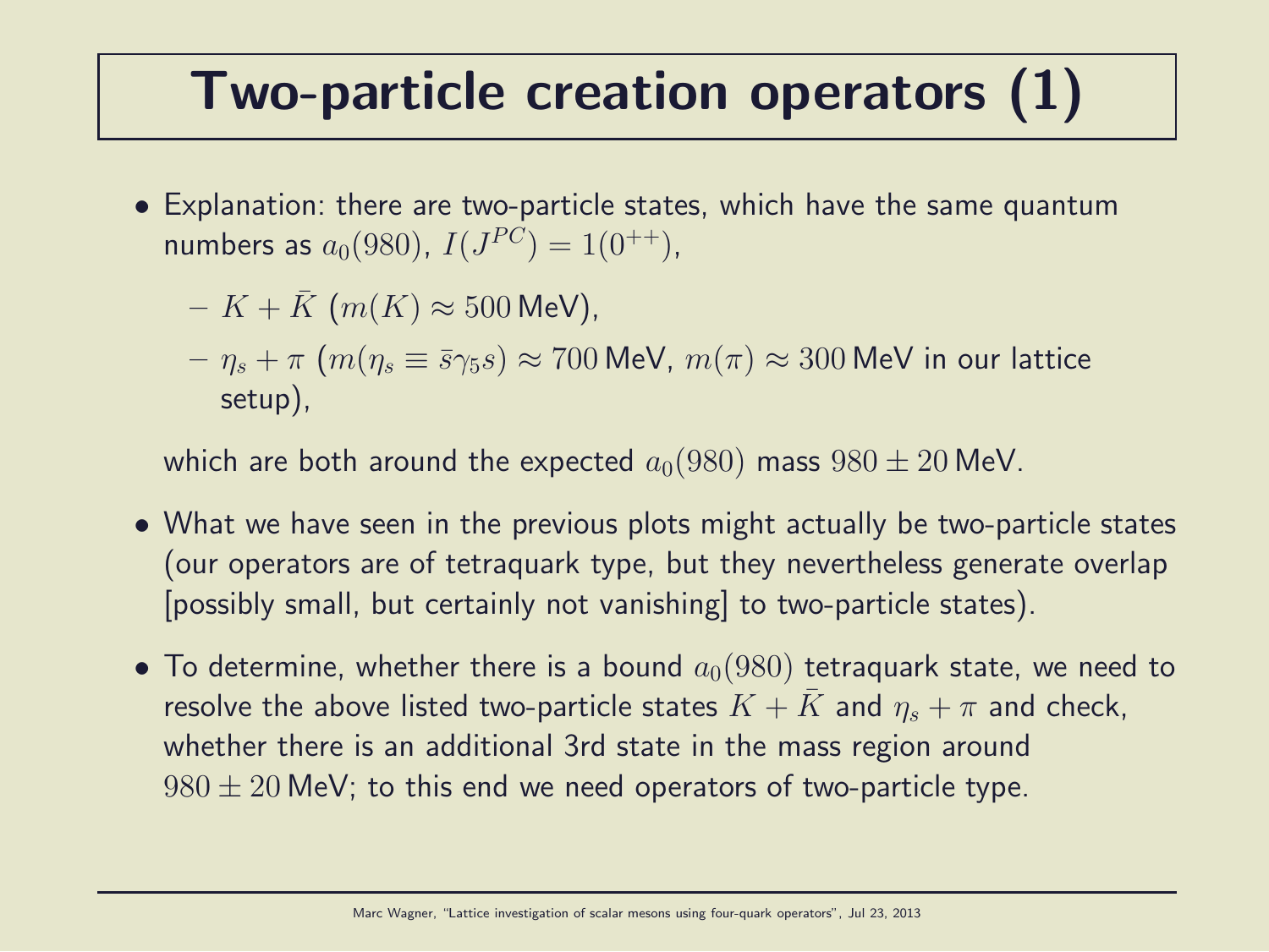# Two-particle creation operators (1)

- Explanation: there are two-particle states, which have the same quantum numbers as $a_0(980)$, $I(J^{PC}) = 1(0^{++})$,
  - $K + \bar{K}$ ($m(K) \approx 500\,\text{MeV}$),
  - $\eta_s + \pi$ ($m(\eta_s \equiv \bar{s}\gamma_5 s) \approx 700\,\text{MeV}$, $m(\pi) \approx 300\,\text{MeV}$ in our lattice setup),

  which are both around the expected $a_0(980)$ mass $980 \pm 20\,\text{MeV}$.

- What we have seen in the previous plots might actually be two-particle states (our operators are of tetraquark type, but they nevertheless generate overlap [possibly small, but certainly not vanishing] to two-particle states).

- To determine, whether there is a bound $a_0(980)$ tetraquark state, we need to resolve the above listed two-particle states $K + \bar{K}$ and $\eta_s + \pi$ and check, whether there is an additional 3rd state in the mass region around $980 \pm 20\,\text{MeV}$; to this end we need operators of two-particle type.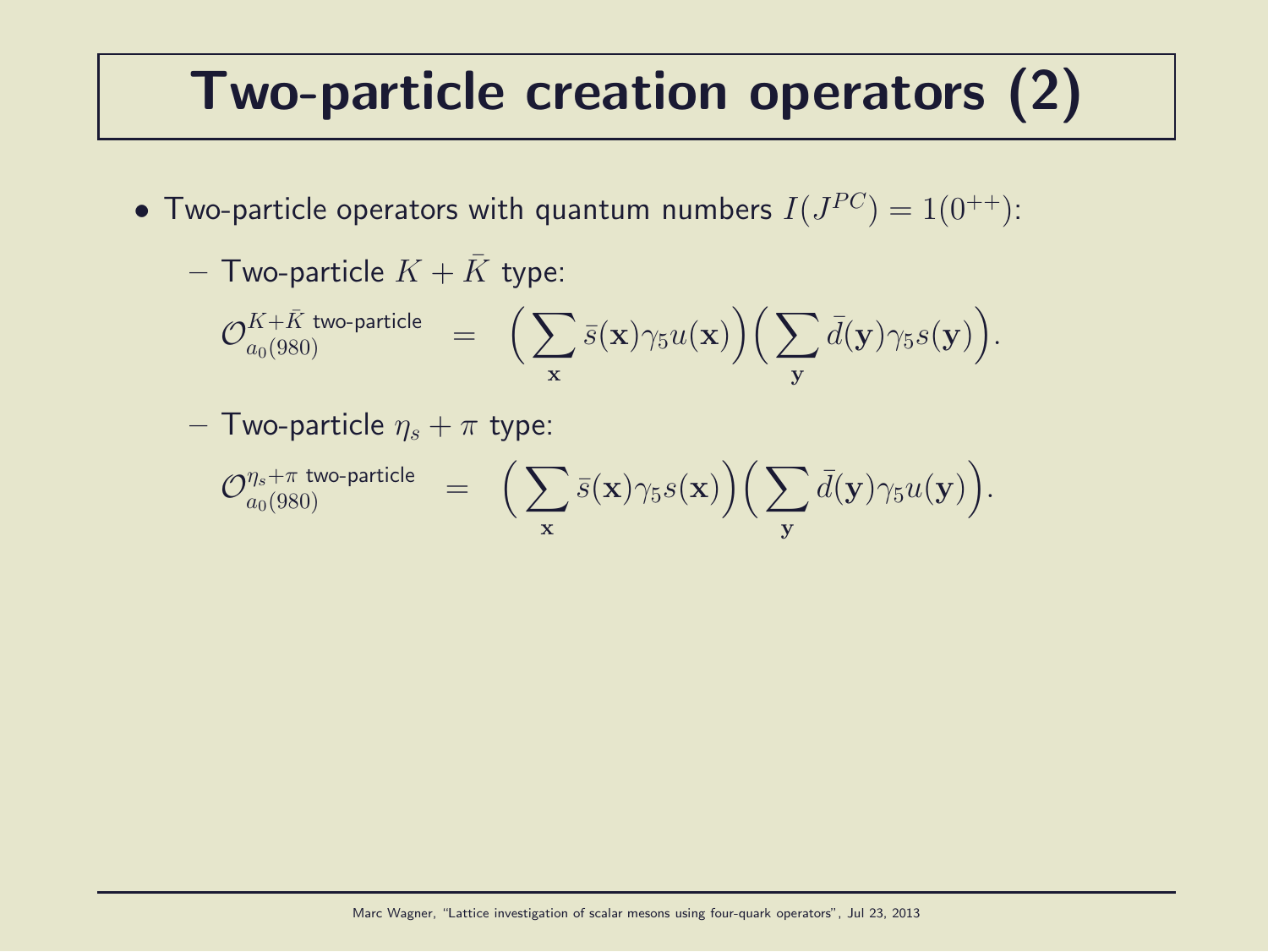# Two-particle creation operators (2)

- Two-particle operators with quantum numbers $I(J^{PC}) = 1(0^{++})$:
  - Two-particle $K + \bar{K}$ type:

$$\mathcal{O}_{a_0(980)}^{K+\bar{K} \text{ two-particle}} \quad = \quad \bigg(\sum_{\mathbf{x}} \bar{s}(\mathbf{x})\gamma_5 u(\mathbf{x})\bigg)\bigg(\sum_{\mathbf{y}} \bar{d}(\mathbf{y})\gamma_5 s(\mathbf{y})\bigg).$$

  - Two-particle $\eta_s + \pi$ type:

$$\mathcal{O}_{a_0(980)}^{\eta_s+\pi \text{ two-particle}} \quad = \quad \bigg(\sum_{\mathbf{x}} \bar{s}(\mathbf{x})\gamma_5 s(\mathbf{x})\bigg)\bigg(\sum_{\mathbf{y}} \bar{d}(\mathbf{y})\gamma_5 u(\mathbf{y})\bigg).$$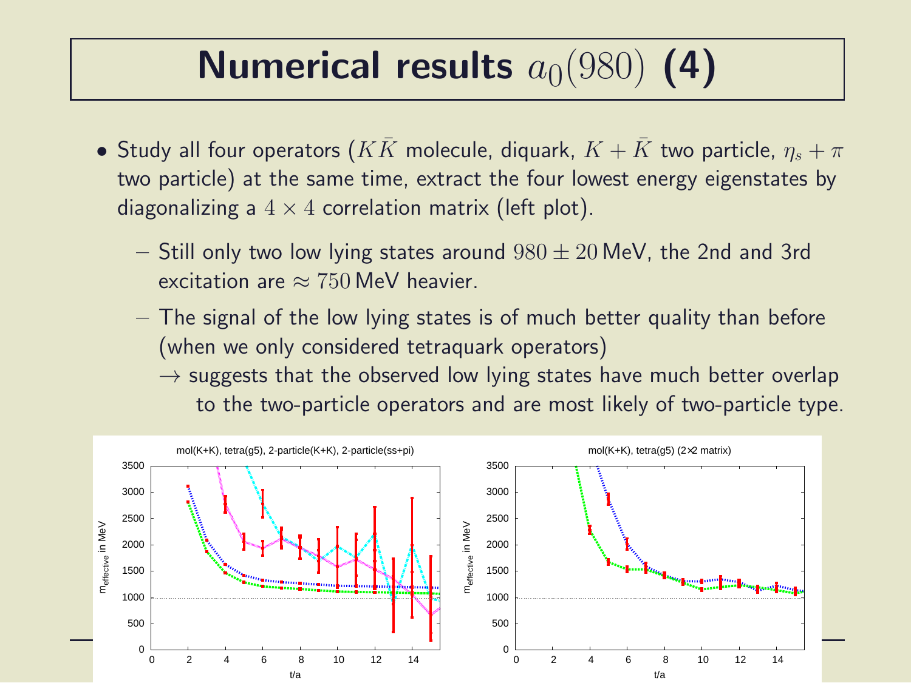# Numerical results $a_0(980)$ (4)

- Study all four operators ($K\bar{K}$ molecule, diquark, $K + \bar{K}$ two particle, $\eta_s + \pi$ two particle) at the same time, extract the four lowest energy eigenstates by diagonalizing a $4 \times 4$ correlation matrix (left plot).
  - Still only two low lying states around $980 \pm 20$ MeV, the 2nd and 3rd excitation are $\approx 750$ MeV heavier.
  - The signal of the low lying states is of much better quality than before (when we only considered tetraquark operators)
    
    $\rightarrow$ suggests that the observed low lying states have much better overlap to the two-particle operators and are most likely of two-particle type.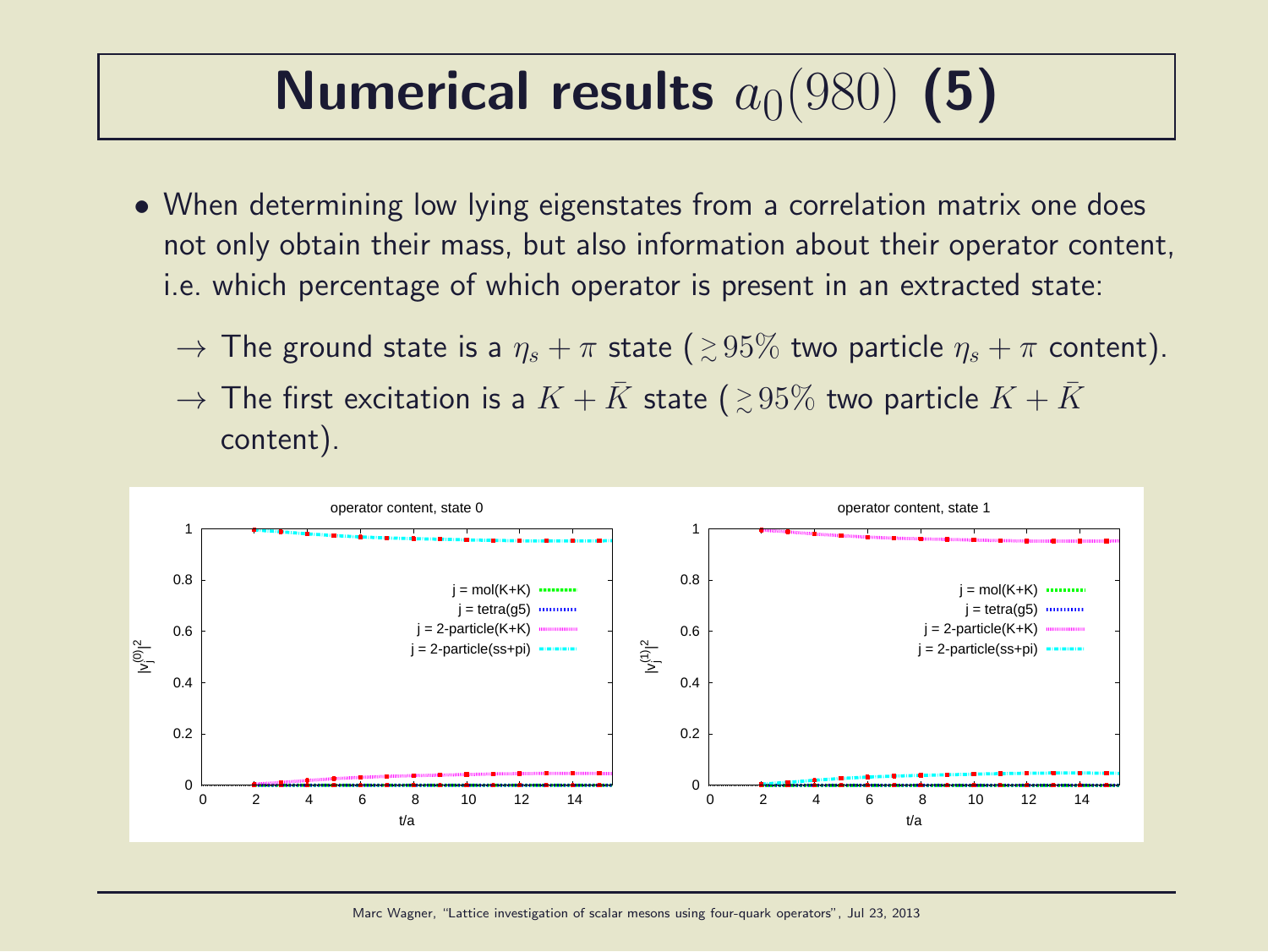# Numerical results $a_0(980)$ (5)

- When determining low lying eigenstates from a correlation matrix one does not only obtain their mass, but also information about their operator content, i.e. which percentage of which operator is present in an extracted state:
  - $\rightarrow$ The ground state is a $\eta_s + \pi$ state ($\gtrsim 95\%$ two particle $\eta_s + \pi$ content).
  - $\rightarrow$ The first excitation is a $K + \bar{K}$ state ($\gtrsim 95\%$ two particle $K + \bar{K}$ content).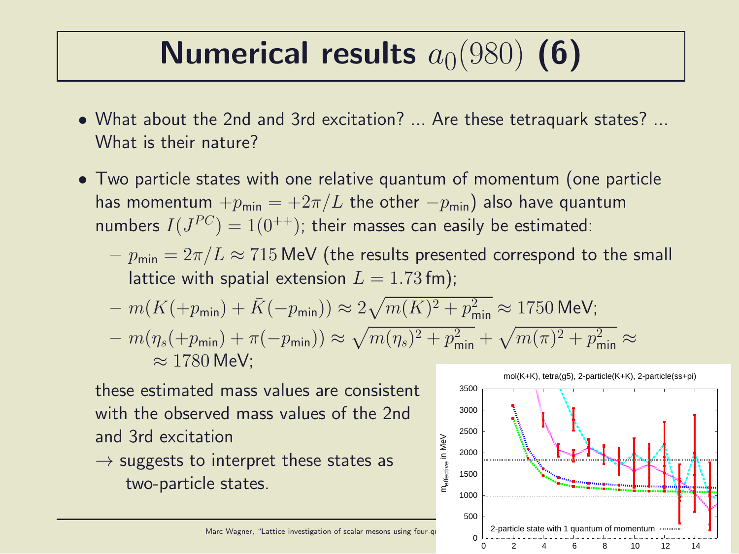# Numerical results $a_0(980)$ (6)

- What about the 2nd and 3rd excitation? ... Are these tetraquark states? ... What is their nature?
- Two particle states with one relative quantum of momentum (one particle has momentum $+p_{\text{min}} = +2\pi/L$ the other $-p_{\text{min}}$) also have quantum numbers $I(J^{PC}) = 1(0^{++})$; their masses can easily be estimated:
  - $p_{\text{min}} = 2\pi/L \approx 715\,\text{MeV}$ (the results presented correspond to the small lattice with spatial extension $L = 1.73\,\text{fm}$);
  - $m(K(+p_{\text{min}}) + \bar{K}(-p_{\text{min}})) \approx 2\sqrt{m(K)^2 + p_{\text{min}}^2} \approx 1750\,\text{MeV}$;
  - $m(\eta_s(+p_{\text{min}}) + \pi(-p_{\text{min}})) \approx \sqrt{m(\eta_s)^2 + p_{\text{min}}^2} + \sqrt{m(\pi)^2 + p_{\text{min}}^2} \approx$ $\approx 1780\,\text{MeV}$;

  these estimated mass values are consistent with the observed mass values of the 2nd and 3rd excitation

  $\rightarrow$ suggests to interpret these states as two-particle states.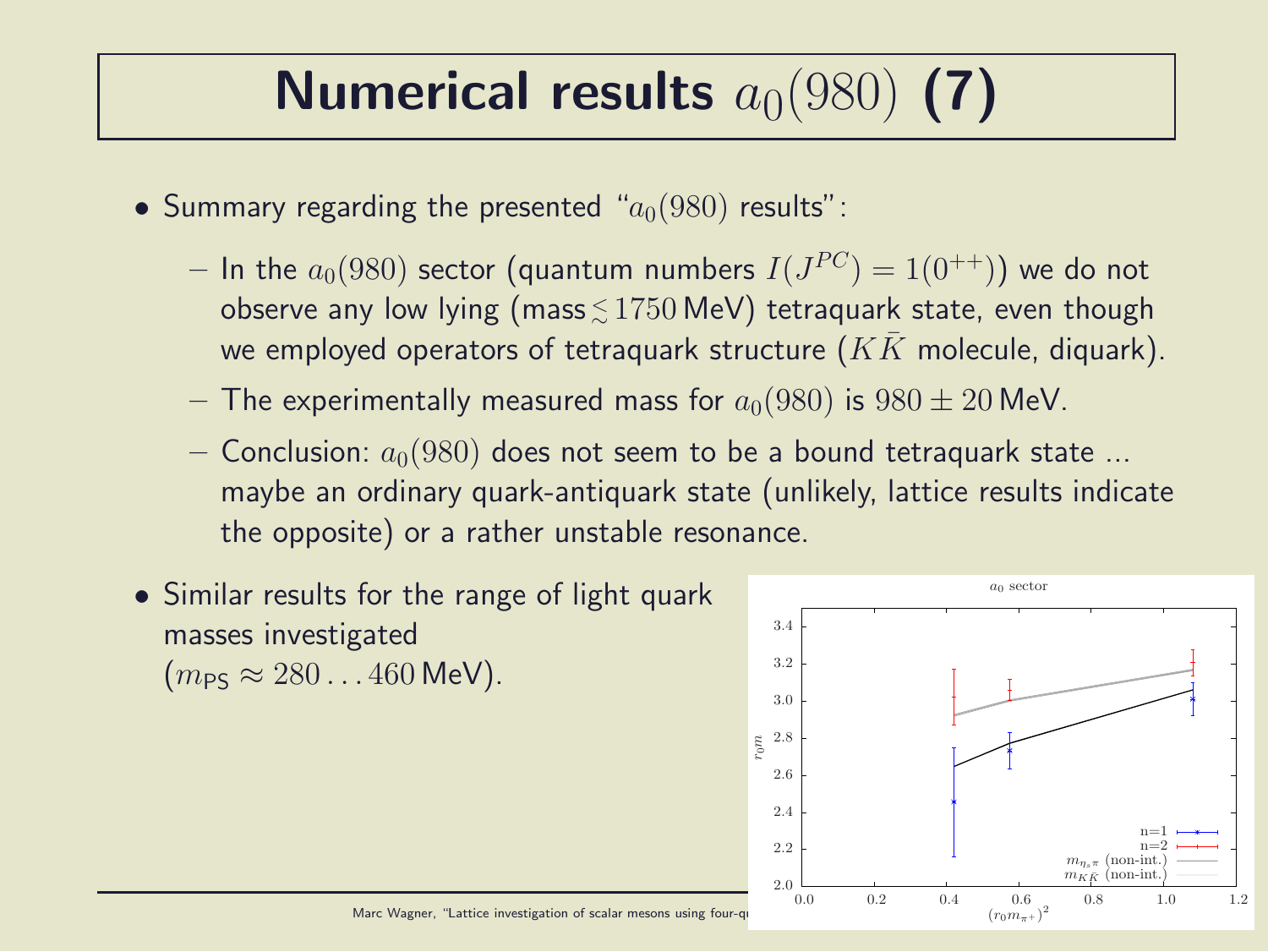# Numerical results $a_0(980)$ (7)

- Summary regarding the presented "$a_0(980)$ results":
  - In the $a_0(980)$ sector (quantum numbers $I(J^{PC}) = 1(0^{++})$) we do not observe any low lying (mass $\lesssim 1750$ MeV) tetraquark state, even though we employed operators of tetraquark structure ($K\bar{K}$ molecule, diquark).
  - The experimentally measured mass for $a_0(980)$ is $980 \pm 20$ MeV.
  - Conclusion: $a_0(980)$ does not seem to be a bound tetraquark state ... maybe an ordinary quark-antiquark state (unlikely, lattice results indicate the opposite) or a rather unstable resonance.
- Similar results for the range of light quark masses investigated ($m_{\mathsf{PS}} \approx 280 \ldots 460$ MeV).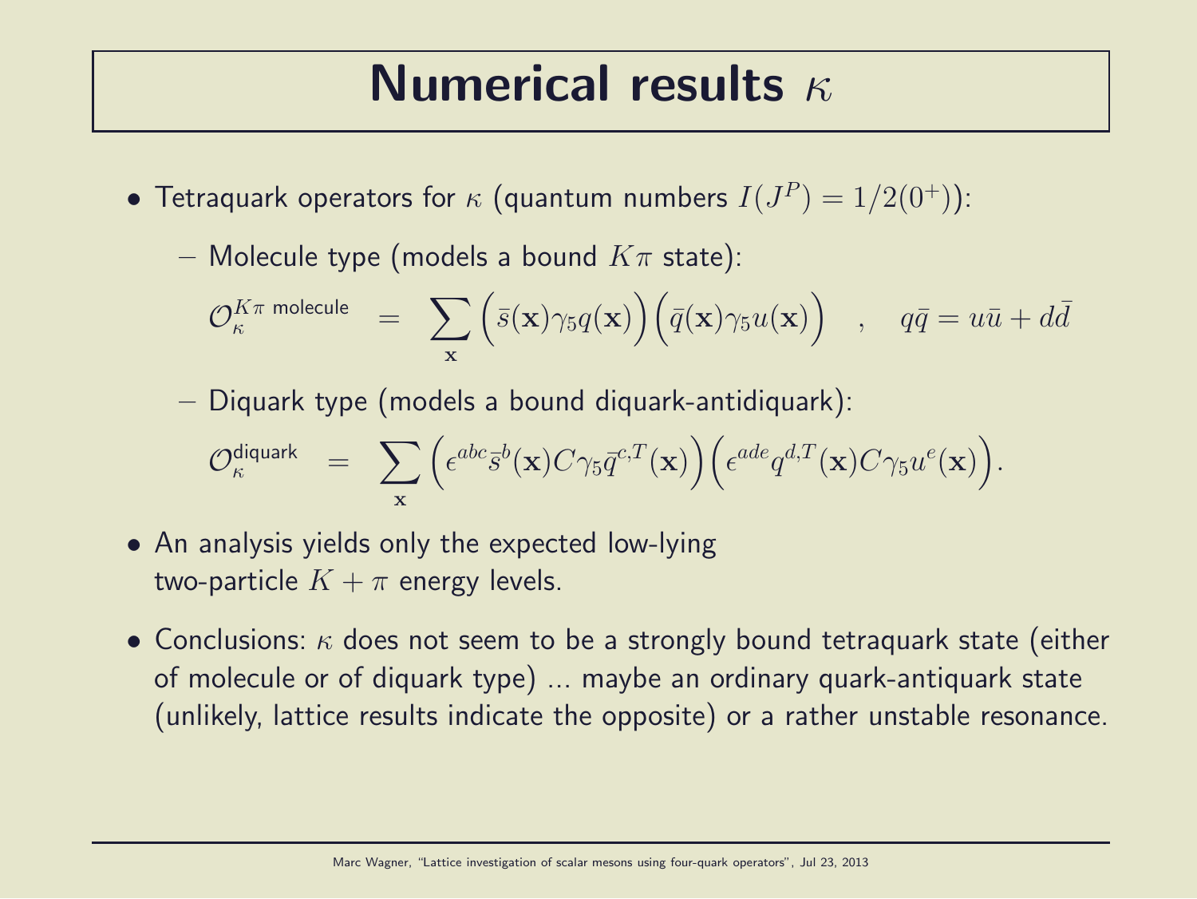# Numerical results $\kappa$

- Tetraquark operators for $\kappa$ (quantum numbers $I(J^P) = 1/2(0^+)$):
  - Molecule type (models a bound $K\pi$ state):

$$\mathcal{O}_{\kappa}^{K\pi \text{ molecule}} = \sum_{\mathbf{x}} \Big(\bar{s}(\mathbf{x})\gamma_5 q(\mathbf{x})\Big)\Big(\bar{q}(\mathbf{x})\gamma_5 u(\mathbf{x})\Big) \quad , \quad q\bar{q} = u\bar{u} + d\bar{d}$$

  - Diquark type (models a bound diquark-antidiquark):

$$\mathcal{O}_{\kappa}^{\text{diquark}} = \sum_{\mathbf{x}} \Big(\epsilon^{abc}\bar{s}^b(\mathbf{x})C\gamma_5\bar{q}^{c,T}(\mathbf{x})\Big)\Big(\epsilon^{ade}q^{d,T}(\mathbf{x})C\gamma_5 u^e(\mathbf{x})\Big).$$

- An analysis yields only the expected low-lying two-particle $K + \pi$ energy levels.
- Conclusions: $\kappa$ does not seem to be a strongly bound tetraquark state (either of molecule or of diquark type) ... maybe an ordinary quark-antiquark state (unlikely, lattice results indicate the opposite) or a rather unstable resonance.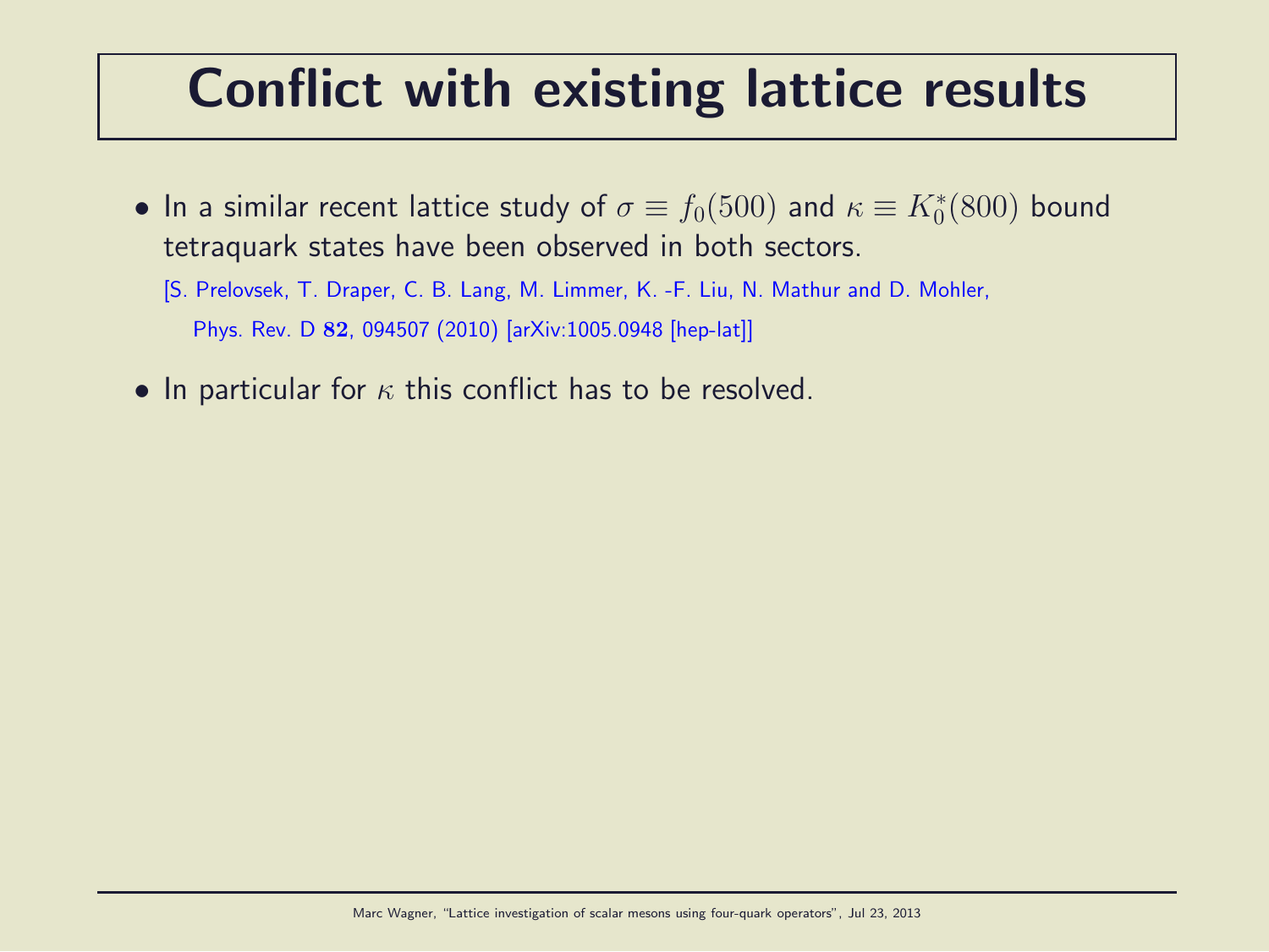# Conflict with existing lattice results

- In a similar recent lattice study of $\sigma \equiv f_0(500)$ and $\kappa \equiv K_0^*(800)$ bound tetraquark states have been observed in both sectors.

  [S. Prelovsek, T. Draper, C. B. Lang, M. Limmer, K. -F. Liu, N. Mathur and D. Mohler, Phys. Rev. D **82**, 094507 (2010) [arXiv:1005.0948 [hep-lat]]

- In particular for $\kappa$ this conflict has to be resolved.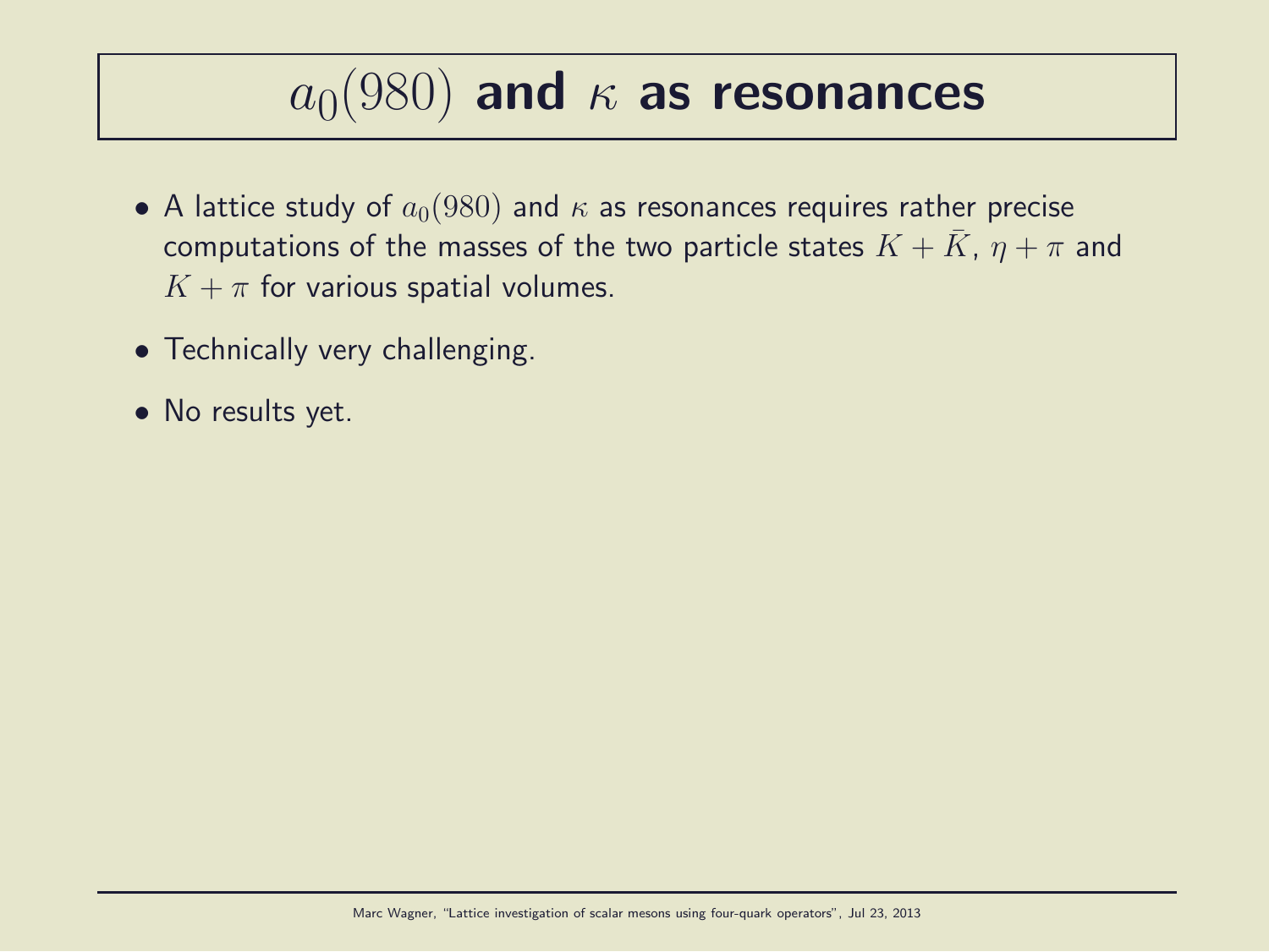# $a_0(980)$ and $\kappa$ as resonances

- A lattice study of $a_0(980)$ and $\kappa$ as resonances requires rather precise computations of the masses of the two particle states $K + \bar{K}$, $\eta + \pi$ and $K + \pi$ for various spatial volumes.
- Technically very challenging.
- No results yet.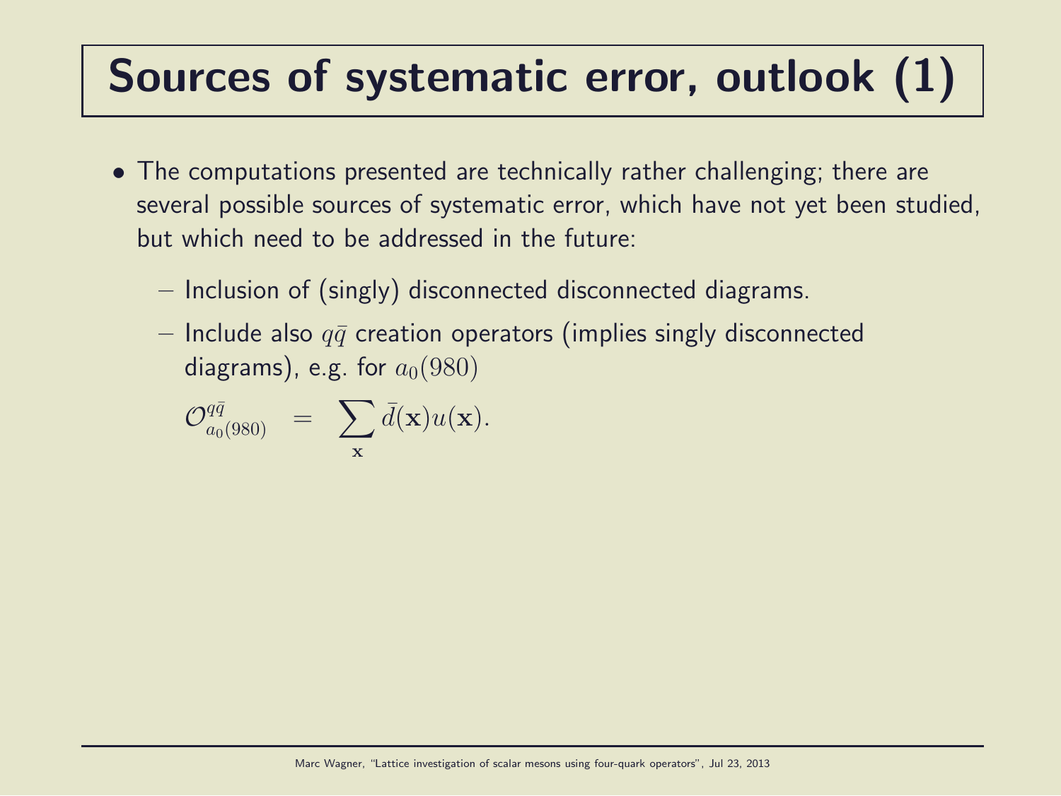# Sources of systematic error, outlook (1)

- The computations presented are technically rather challenging; there are several possible sources of systematic error, which have not yet been studied, but which need to be addressed in the future:
  - Inclusion of (singly) disconnected disconnected diagrams.
  - Include also $q\bar{q}$ creation operators (implies singly disconnected diagrams), e.g. for $a_0(980)$

$$\mathcal{O}^{q\bar{q}}_{a_0(980)} \;\; = \;\; \sum_{\mathbf{x}} \bar{d}(\mathbf{x}) u(\mathbf{x}).$$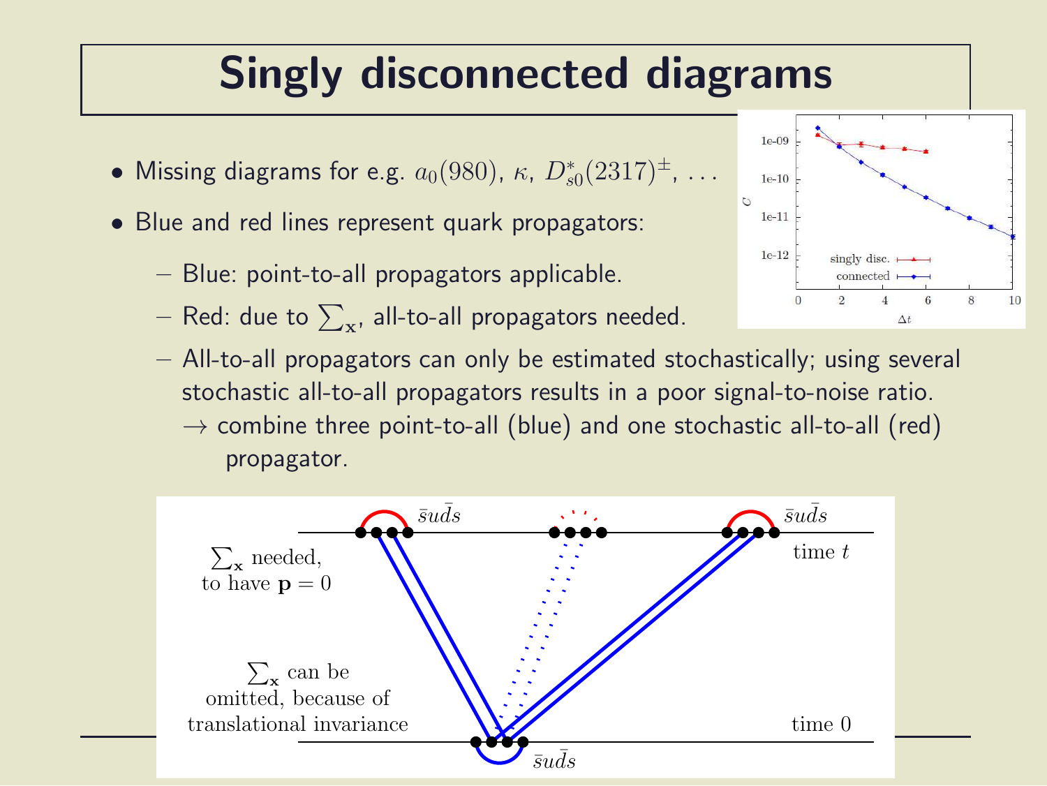# Singly disconnected diagrams

- Missing diagrams for e.g. $a_0(980)$, $\kappa$, $D^*_{s0}(2317)^\pm$, ...
- Blue and red lines represent quark propagators:
  - Blue: point-to-all propagators applicable.
  - Red: due to $\sum_{\mathbf{x}}$, all-to-all propagators needed.
  - All-to-all propagators can only be estimated stochastically; using several stochastic all-to-all propagators results in a poor signal-to-noise ratio.
    $\rightarrow$ combine three point-to-all (blue) and one stochastic all-to-all (red) propagator.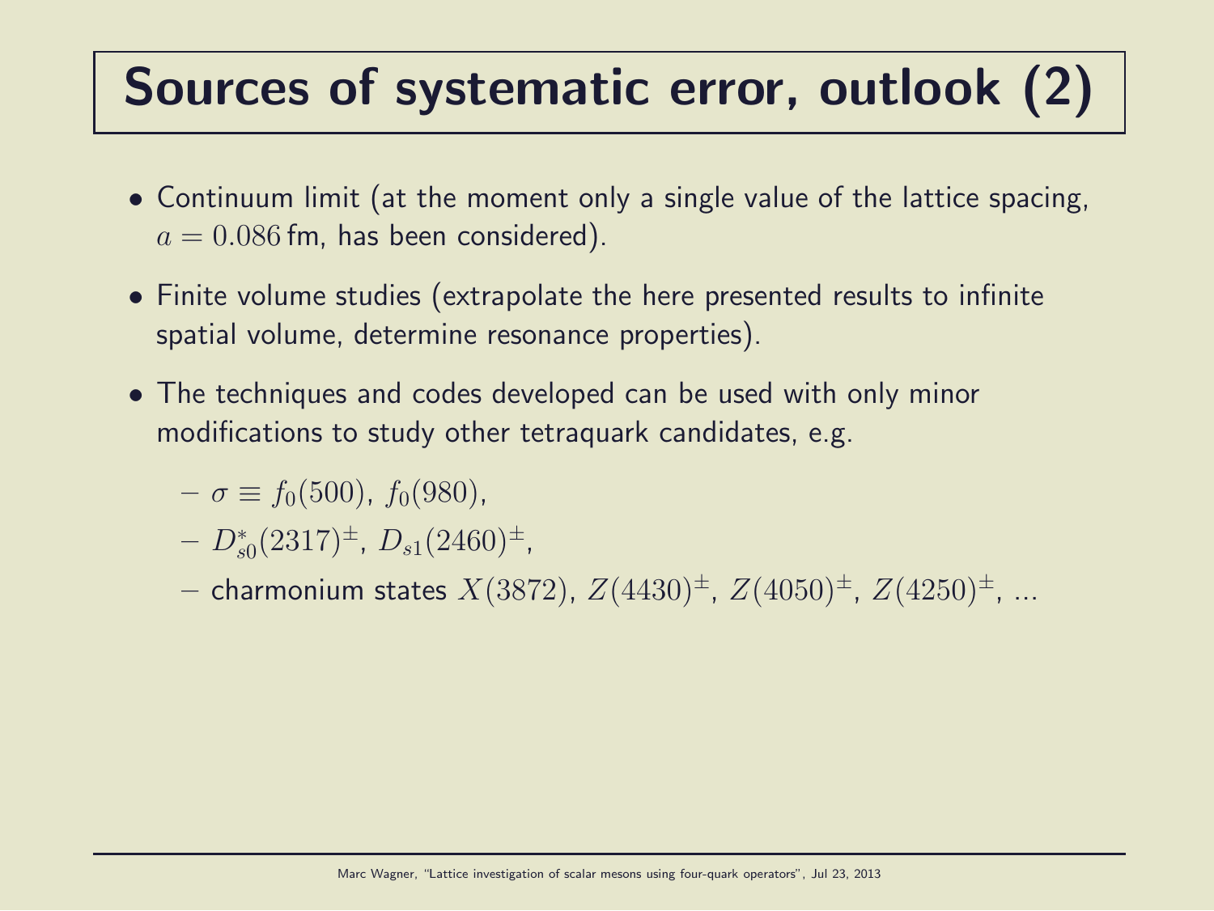# Sources of systematic error, outlook (2)

- Continuum limit (at the moment only a single value of the lattice spacing, $a = 0.086\,\text{fm}$, has been considered).
- Finite volume studies (extrapolate the here presented results to infinite spatial volume, determine resonance properties).
- The techniques and codes developed can be used with only minor modifications to study other tetraquark candidates, e.g.
  - $\sigma \equiv f_0(500)$, $f_0(980)$,
  - $D_{s0}^*(2317)^\pm$, $D_{s1}(2460)^\pm$,
  - charmonium states $X(3872)$, $Z(4430)^\pm$, $Z(4050)^\pm$, $Z(4250)^\pm$, ...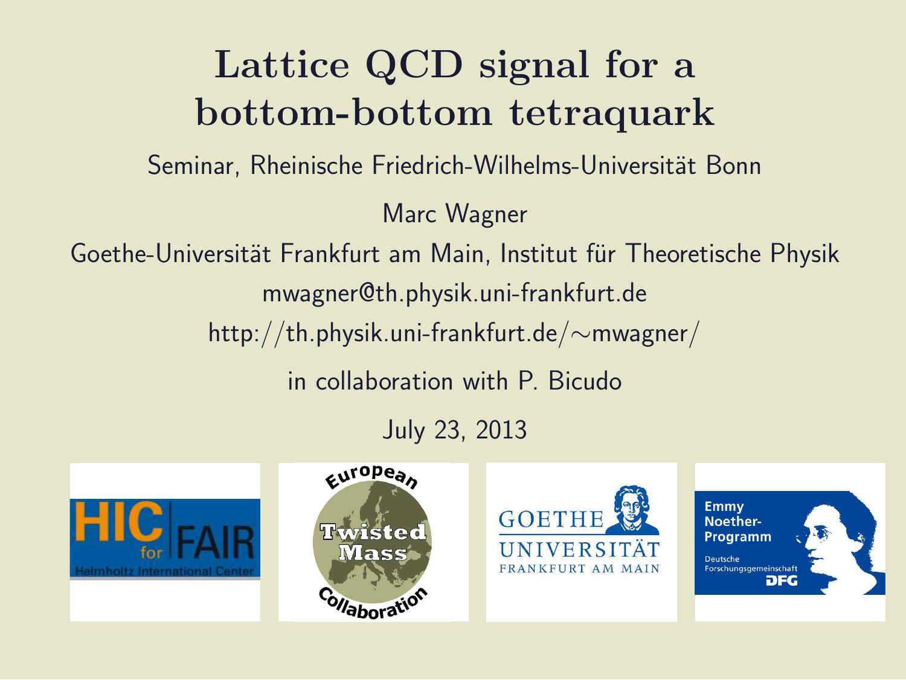# Lattice QCD signal for a bottom-bottom tetraquark

Seminar, Rheinische Friedrich-Wilhelms-Universität Bonn

Marc Wagner

Goethe-Universität Frankfurt am Main, Institut für Theoretische Physik

mwagner@th.physik.uni-frankfurt.de

http://th.physik.uni-frankfurt.de/∼mwagner/

in collaboration with P. Bicudo

July 23, 2013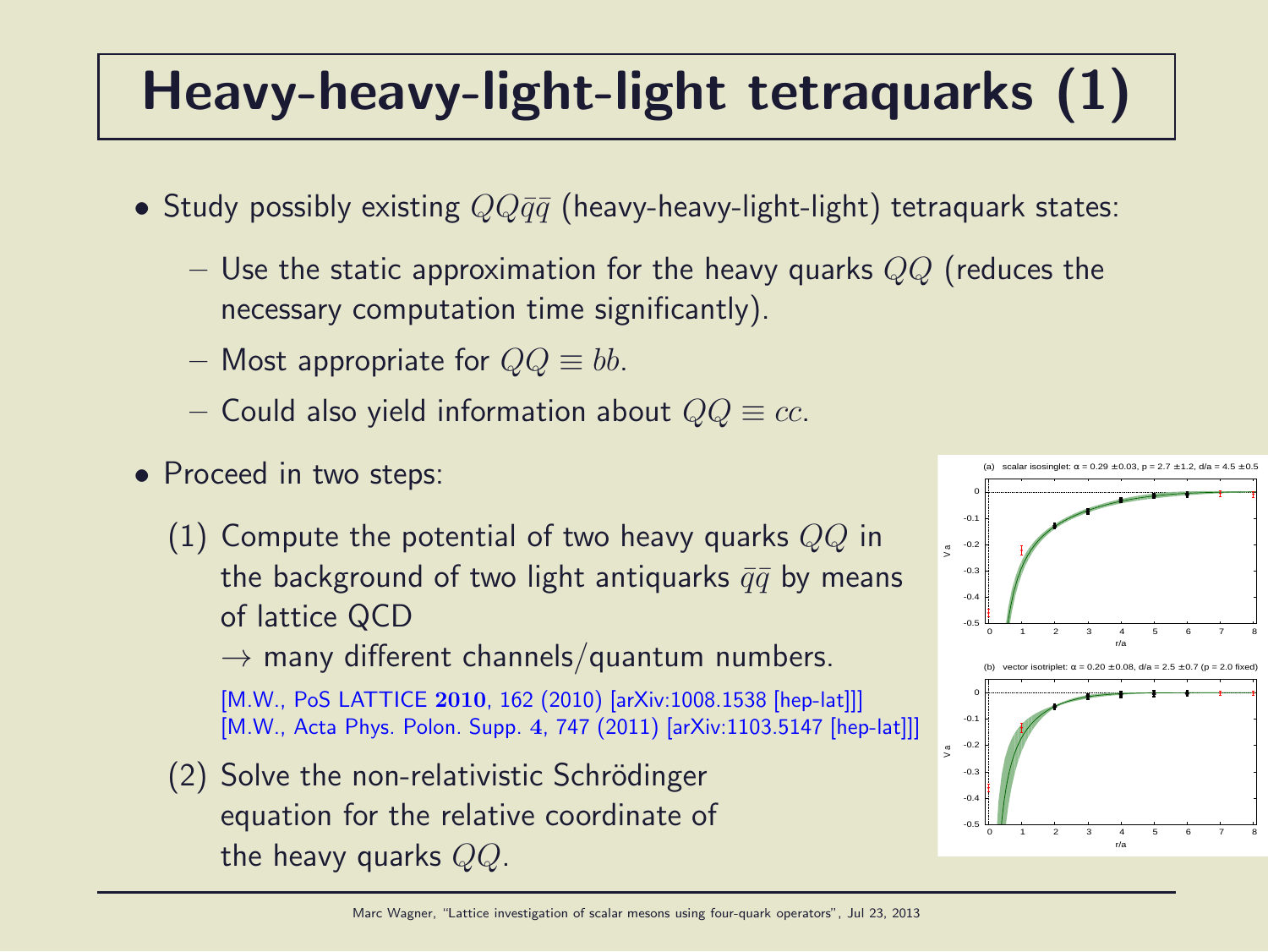# Heavy-heavy-light-light tetraquarks (1)

- Study possibly existing $QQ\bar{q}\bar{q}$ (heavy-heavy-light-light) tetraquark states:
  - Use the static approximation for the heavy quarks $QQ$ (reduces the necessary computation time significantly).
  - Most appropriate for $QQ \equiv bb$.
  - Could also yield information about $QQ \equiv cc$.
- Proceed in two steps:

  (1) Compute the potential of two heavy quarks $QQ$ in the background of two light antiquarks $\bar{q}\bar{q}$ by means of lattice QCD
  $\rightarrow$ many different channels/quantum numbers.

  [M.W., PoS LATTICE **2010**, 162 (2010) [arXiv:1008.1538 [hep-lat]]]
  [M.W., Acta Phys. Polon. Supp. **4**, 747 (2011) [arXiv:1103.5147 [hep-lat]]]

  (2) Solve the non-relativistic Schrödinger equation for the relative coordinate of the heavy quarks $QQ$.

(a) scalar isosinglet: $\alpha = 0.29 \pm 0.03$, $p = 2.7 \pm 1.2$, $d/a = 4.5 \pm 0.5$

(b) vector isotriplet: $\alpha = 0.20 \pm 0.08$, $d/a = 2.5 \pm 0.7$ ($p = 2.0$ fixed)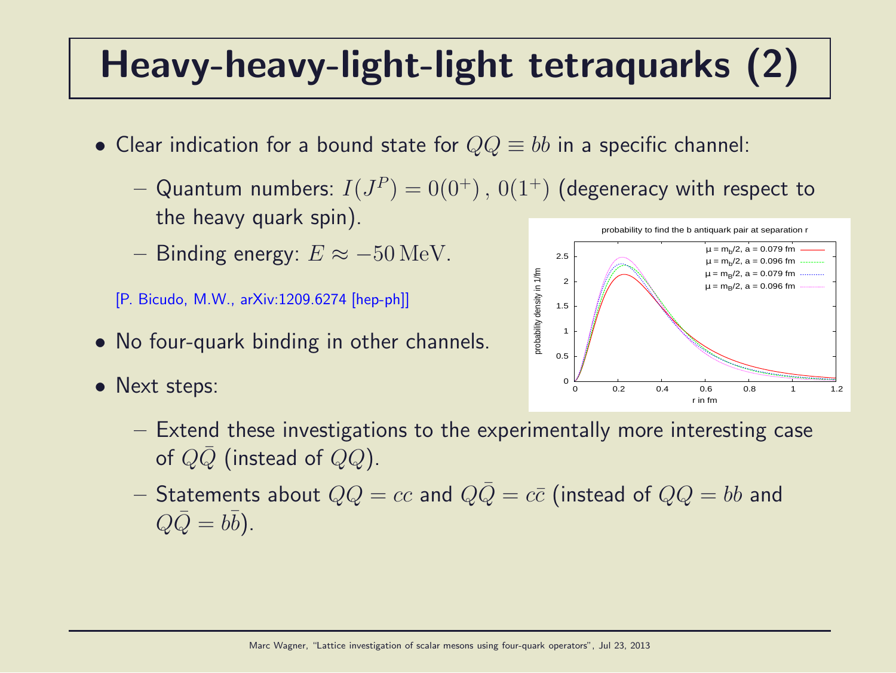# Heavy-heavy-light-light tetraquarks (2)

- Clear indication for a bound state for $QQ \equiv bb$ in a specific channel:
  - Quantum numbers: $I(J^P) = 0(0^+)\,,\,0(1^+)$ (degeneracy with respect to the heavy quark spin).
  - Binding energy: $E \approx -50\,\mathrm{MeV}$.

[P. Bicudo, M.W., arXiv:1209.6274 [hep-ph]]

probability to find the b antiquark pair at separation r

$\mu = m_b/2$, a = 0.079 fm
$\mu = m_b/2$, a = 0.096 fm
$\mu = m_B/2$, a = 0.079 fm
$\mu = m_B/2$, a = 0.096 fm

probability density in 1/fm

0
0.5
1
1.5
2
2.5

r in fm

0
0.2
0.4
0.6
0.8
1
1.2

- No four-quark binding in other channels.
- Next steps:
  - Extend these investigations to the experimentally more interesting case of $Q\bar{Q}$ (instead of $QQ$).
  - Statements about $QQ = cc$ and $Q\bar{Q} = c\bar{c}$ (instead of $QQ = bb$ and $Q\bar{Q} = b\bar{b}$).